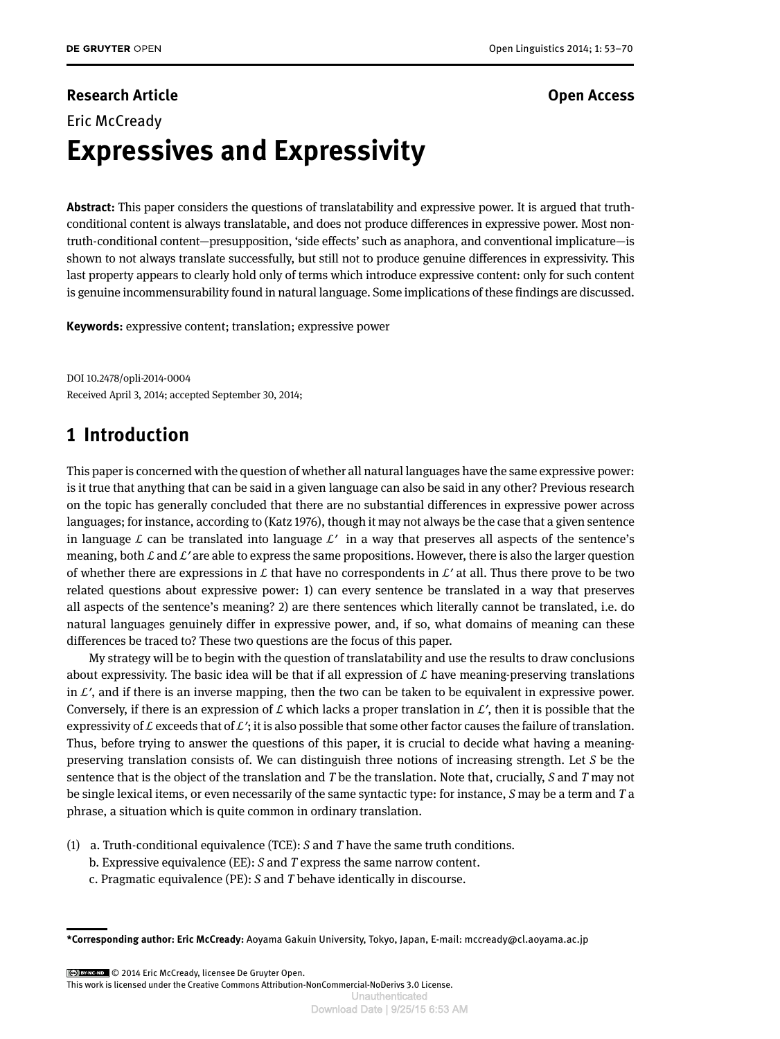**Research Article** **Open Access**

Eric McCready

# Expressives and Expressivity

**Abstract:** This paper considers the questions of translatability and expressive power. It is argued that truth-conditional content is always translatable, and does not produce differences in expressive power. Most non-truth-conditional content—presupposition, 'side effects' such as anaphora, and conventional implicature—is shown to not always translate successfully, but still not to produce genuine differences in expressivity. This last property appears to clearly hold only of terms which introduce expressive content: only for such content is genuine incommensurability found in natural language. Some implications of these findings are discussed.

**Keywords:** expressive content; translation; expressive power

DOI 10.2478/opli-2014-0004
Received April 3, 2014; accepted September 30, 2014;

## 1 Introduction

This paper is concerned with the question of whether all natural languages have the same expressive power: is it true that anything that can be said in a given language can also be said in any other? Previous research on the topic has generally concluded that there are no substantial differences in expressive power across languages; for instance, according to (Katz 1976), though it may not always be the case that a given sentence in language $\mathcal{L}$ can be translated into language $\mathcal{L}'$ in a way that preserves all aspects of the sentence's meaning, both $\mathcal{L}$ and $\mathcal{L}'$ are able to express the same propositions. However, there is also the larger question of whether there are expressions in $\mathcal{L}$ that have no correspondents in $\mathcal{L}'$ at all. Thus there prove to be two related questions about expressive power: 1) can every sentence be translated in a way that preserves all aspects of the sentence's meaning? 2) are there sentences which literally cannot be translated, i.e. do natural languages genuinely differ in expressive power, and, if so, what domains of meaning can these differences be traced to? These two questions are the focus of this paper.

My strategy will be to begin with the question of translatability and use the results to draw conclusions about expressivity. The basic idea will be that if all expression of $\mathcal{L}$ have meaning-preserving translations in $\mathcal{L}'$, and if there is an inverse mapping, then the two can be taken to be equivalent in expressive power. Conversely, if there is an expression of $\mathcal{L}$ which lacks a proper translation in $\mathcal{L}'$, then it is possible that the expressivity of $\mathcal{L}$ exceeds that of $\mathcal{L}'$; it is also possible that some other factor causes the failure of translation. Thus, before trying to answer the questions of this paper, it is crucial to decide what having a meaning-preserving translation consists of. We can distinguish three notions of increasing strength. Let *S* be the sentence that is the object of the translation and *T* be the translation. Note that, crucially, *S* and *T* may not be single lexical items, or even necessarily of the same syntactic type: for instance, *S* may be a term and *T* a phrase, a situation which is quite common in ordinary translation.

(1) a. Truth-conditional equivalence (TCE): *S* and *T* have the same truth conditions.
b. Expressive equivalence (EE): *S* and *T* express the same narrow content.
c. Pragmatic equivalence (PE): *S* and *T* behave identically in discourse.

---

***Corresponding author: Eric McCready:** Aoyama Gakuin University, Tokyo, Japan, E-mail: mccready@cl.aoyama.ac.jp

© 2014 Eric McCready, licensee De Gruyter Open.
This work is licensed under the Creative Commons Attribution-NonCommercial-NoDerivs 3.0 License.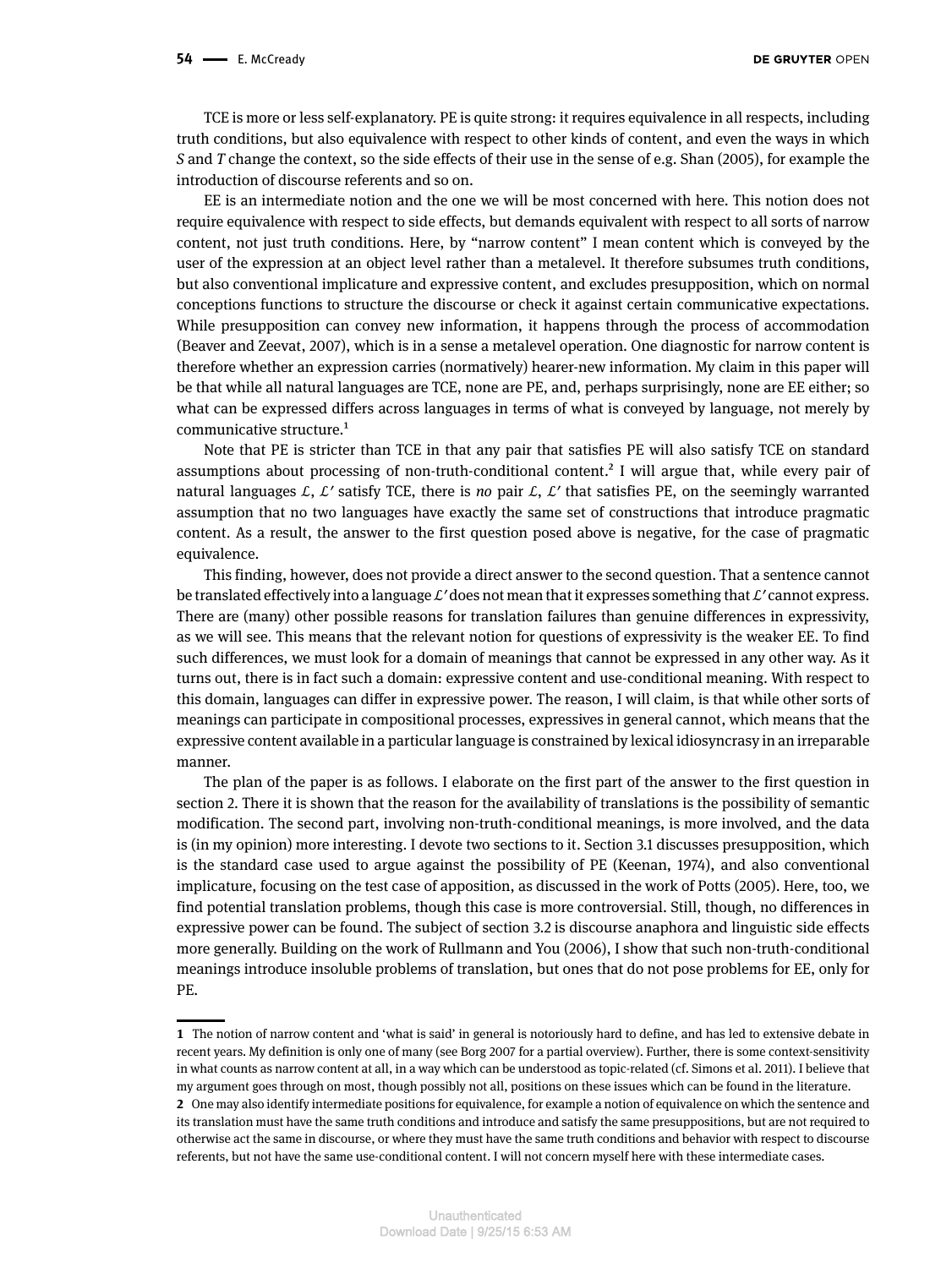TCE is more or less self-explanatory. PE is quite strong: it requires equivalence in all respects, including truth conditions, but also equivalence with respect to other kinds of content, and even the ways in which *S* and *T* change the context, so the side effects of their use in the sense of e.g. Shan (2005), for example the introduction of discourse referents and so on.

EE is an intermediate notion and the one we will be most concerned with here. This notion does not require equivalence with respect to side effects, but demands equivalent with respect to all sorts of narrow content, not just truth conditions. Here, by "narrow content" I mean content which is conveyed by the user of the expression at an object level rather than a metalevel. It therefore subsumes truth conditions, but also conventional implicature and expressive content, and excludes presupposition, which on normal conceptions functions to structure the discourse or check it against certain communicative expectations. While presupposition can convey new information, it happens through the process of accommodation (Beaver and Zeevat, 2007), which is in a sense a metalevel operation. One diagnostic for narrow content is therefore whether an expression carries (normatively) hearer-new information. My claim in this paper will be that while all natural languages are TCE, none are PE, and, perhaps surprisingly, none are EE either; so what can be expressed differs across languages in terms of what is conveyed by language, not merely by communicative structure.[1]

Note that PE is stricter than TCE in that any pair that satisfies PE will also satisfy TCE on standard assumptions about processing of non-truth-conditional content.[2] I will argue that, while every pair of natural languages $\mathcal{L}$, $\mathcal{L}'$ satisfy TCE, there is *no* pair $\mathcal{L}$, $\mathcal{L}'$ that satisfies PE, on the seemingly warranted assumption that no two languages have exactly the same set of constructions that introduce pragmatic content. As a result, the answer to the first question posed above is negative, for the case of pragmatic equivalence.

This finding, however, does not provide a direct answer to the second question. That a sentence cannot be translated effectively into a language $\mathcal{L}'$ does not mean that it expresses something that $\mathcal{L}'$ cannot express. There are (many) other possible reasons for translation failures than genuine differences in expressivity, as we will see. This means that the relevant notion for questions of expressivity is the weaker EE. To find such differences, we must look for a domain of meanings that cannot be expressed in any other way. As it turns out, there is in fact such a domain: expressive content and use-conditional meaning. With respect to this domain, languages can differ in expressive power. The reason, I will claim, is that while other sorts of meanings can participate in compositional processes, expressives in general cannot, which means that the expressive content available in a particular language is constrained by lexical idiosyncrasy in an irreparable manner.

The plan of the paper is as follows. I elaborate on the first part of the answer to the first question in section 2. There it is shown that the reason for the availability of translations is the possibility of semantic modification. The second part, involving non-truth-conditional meanings, is more involved, and the data is (in my opinion) more interesting. I devote two sections to it. Section 3.1 discusses presupposition, which is the standard case used to argue against the possibility of PE (Keenan, 1974), and also conventional implicature, focusing on the test case of apposition, as discussed in the work of Potts (2005). Here, too, we find potential translation problems, though this case is more controversial. Still, though, no differences in expressive power can be found. The subject of section 3.2 is discourse anaphora and linguistic side effects more generally. Building on the work of Rullmann and You (2006), I show that such non-truth-conditional meanings introduce insoluble problems of translation, but ones that do not pose problems for EE, only for PE.

---

1 The notion of narrow content and 'what is said' in general is notoriously hard to define, and has led to extensive debate in recent years. My definition is only one of many (see Borg 2007 for a partial overview). Further, there is some context-sensitivity in what counts as narrow content at all, in a way which can be understood as topic-related (cf. Simons et al. 2011). I believe that my argument goes through on most, though possibly not all, positions on these issues which can be found in the literature.

2 One may also identify intermediate positions for equivalence, for example a notion of equivalence on which the sentence and its translation must have the same truth conditions and introduce and satisfy the same presuppositions, but are not required to otherwise act the same in discourse, or where they must have the same truth conditions and behavior with respect to discourse referents, but not have the same use-conditional content. I will not concern myself here with these intermediate cases.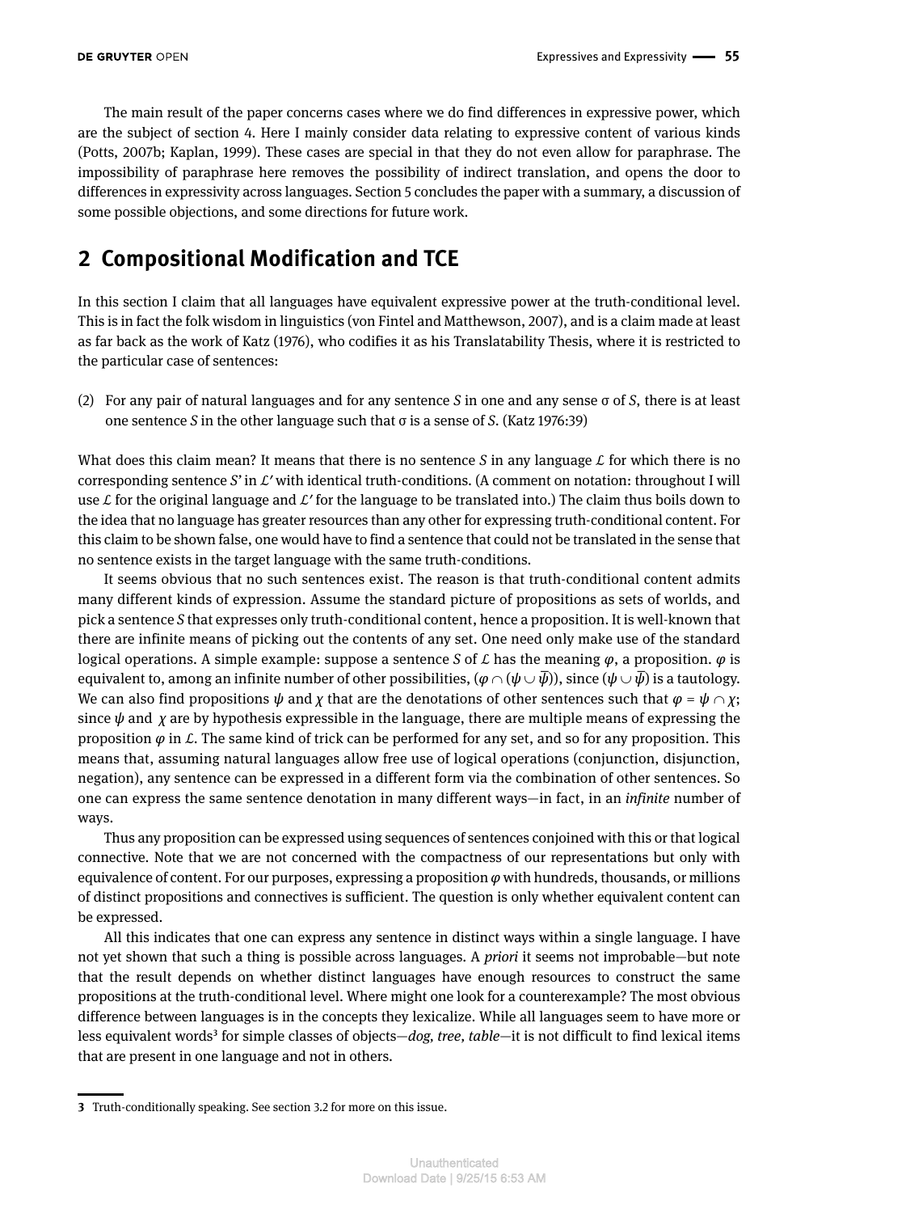The main result of the paper concerns cases where we do find differences in expressive power, which are the subject of section 4. Here I mainly consider data relating to expressive content of various kinds (Potts, 2007b; Kaplan, 1999). These cases are special in that they do not even allow for paraphrase. The impossibility of paraphrase here removes the possibility of indirect translation, and opens the door to differences in expressivity across languages. Section 5 concludes the paper with a summary, a discussion of some possible objections, and some directions for future work.

## 2 Compositional Modification and TCE

In this section I claim that all languages have equivalent expressive power at the truth-conditional level. This is in fact the folk wisdom in linguistics (von Fintel and Matthewson, 2007), and is a claim made at least as far back as the work of Katz (1976), who codifies it as his Translatability Thesis, where it is restricted to the particular case of sentences:

(2) For any pair of natural languages and for any sentence *S* in one and any sense σ of *S*, there is at least one sentence *S* in the other language such that σ is a sense of *S*. (Katz 1976:39)

What does this claim mean? It means that there is no sentence *S* in any language $\mathcal{L}$ for which there is no corresponding sentence *S'* in $\mathcal{L}'$ with identical truth-conditions. (A comment on notation: throughout I will use $\mathcal{L}$ for the original language and $\mathcal{L}'$ for the language to be translated into.) The claim thus boils down to the idea that no language has greater resources than any other for expressing truth-conditional content. For this claim to be shown false, one would have to find a sentence that could not be translated in the sense that no sentence exists in the target language with the same truth-conditions.

It seems obvious that no such sentences exist. The reason is that truth-conditional content admits many different kinds of expression. Assume the standard picture of propositions as sets of worlds, and pick a sentence *S* that expresses only truth-conditional content, hence a proposition. It is well-known that there are infinite means of picking out the contents of any set. One need only make use of the standard logical operations. A simple example: suppose a sentence *S* of $\mathcal{L}$ has the meaning $\varphi$, a proposition. $\varphi$ is equivalent to, among an infinite number of other possibilities, $(\varphi \cap (\psi \cup \overline{\psi}))$, since $(\psi \cup \overline{\psi})$ is a tautology. We can also find propositions $\psi$ and $\chi$ that are the denotations of other sentences such that $\varphi = \psi \cap \chi$; since $\psi$ and $\chi$ are by hypothesis expressible in the language, there are multiple means of expressing the proposition $\varphi$ in $\mathcal{L}$. The same kind of trick can be performed for any set, and so for any proposition. This means that, assuming natural languages allow free use of logical operations (conjunction, disjunction, negation), any sentence can be expressed in a different form via the combination of other sentences. So one can express the same sentence denotation in many different ways—in fact, in an *infinite* number of ways.

Thus any proposition can be expressed using sequences of sentences conjoined with this or that logical connective. Note that we are not concerned with the compactness of our representations but only with equivalence of content. For our purposes, expressing a proposition $\varphi$ with hundreds, thousands, or millions of distinct propositions and connectives is sufficient. The question is only whether equivalent content can be expressed.

All this indicates that one can express any sentence in distinct ways within a single language. I have not yet shown that such a thing is possible across languages. A *priori* it seems not improbable—but note that the result depends on whether distinct languages have enough resources to construct the same propositions at the truth-conditional level. Where might one look for a counterexample? The most obvious difference between languages is in the concepts they lexicalize. While all languages seem to have more or less equivalent words[3] for simple classes of objects—*dog, tree, table*—it is not difficult to find lexical items that are present in one language and not in others.

---

3 Truth-conditionally speaking. See section 3.2 for more on this issue.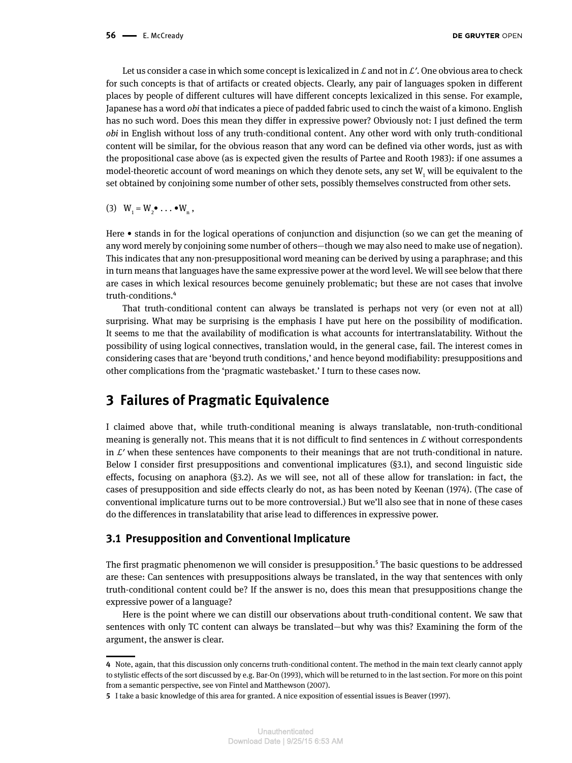Let us consider a case in which some concept is lexicalized in $\mathcal{L}$ and not in $\mathcal{L}'$. One obvious area to check for such concepts is that of artifacts or created objects. Clearly, any pair of languages spoken in different places by people of different cultures will have different concepts lexicalized in this sense. For example, Japanese has a word *obi* that indicates a piece of padded fabric used to cinch the waist of a kimono. English has no such word. Does this mean they differ in expressive power? Obviously not: I just defined the term *obi* in English without loss of any truth-conditional content. Any other word with only truth-conditional content will be similar, for the obvious reason that any word can be defined via other words, just as with the propositional case above (as is expected given the results of Partee and Rooth 1983): if one assumes a model-theoretic account of word meanings on which they denote sets, any set $W_1$ will be equivalent to the set obtained by conjoining some number of other sets, possibly themselves constructed from other sets.

(3) $W_1 = W_2 \bullet \ldots \bullet W_n$ ,

Here • stands in for the logical operations of conjunction and disjunction (so we can get the meaning of any word merely by conjoining some number of others—though we may also need to make use of negation). This indicates that any non-presuppositional word meaning can be derived by using a paraphrase; and this in turn means that languages have the same expressive power at the word level. We will see below that there are cases in which lexical resources become genuinely problematic; but these are not cases that involve truth-conditions.[4]

That truth-conditional content can always be translated is perhaps not very (or even not at all) surprising. What may be surprising is the emphasis I have put here on the possibility of modification. It seems to me that the availability of modification is what accounts for intertranslatability. Without the possibility of using logical connectives, translation would, in the general case, fail. The interest comes in considering cases that are 'beyond truth conditions,' and hence beyond modifiability: presuppositions and other complications from the 'pragmatic wastebasket.' I turn to these cases now.

# 3 Failures of Pragmatic Equivalence

I claimed above that, while truth-conditional meaning is always translatable, non-truth-conditional meaning is generally not. This means that it is not difficult to find sentences in $\mathcal{L}$ without correspondents in $\mathcal{L}'$ when these sentences have components to their meanings that are not truth-conditional in nature. Below I consider first presuppositions and conventional implicatures (§3.1), and second linguistic side effects, focusing on anaphora (§3.2). As we will see, not all of these allow for translation: in fact, the cases of presupposition and side effects clearly do not, as has been noted by Keenan (1974). (The case of conventional implicature turns out to be more controversial.) But we'll also see that in none of these cases do the differences in translatability that arise lead to differences in expressive power.

## 3.1 Presupposition and Conventional Implicature

The first pragmatic phenomenon we will consider is presupposition.[5] The basic questions to be addressed are these: Can sentences with presuppositions always be translated, in the way that sentences with only truth-conditional content could be? If the answer is no, does this mean that presuppositions change the expressive power of a language?

Here is the point where we can distill our observations about truth-conditional content. We saw that sentences with only TC content can always be translated—but why was this? Examining the form of the argument, the answer is clear.

---

4 Note, again, that this discussion only concerns truth-conditional content. The method in the main text clearly cannot apply to stylistic effects of the sort discussed by e.g. Bar-On (1993), which will be returned to in the last section. For more on this point from a semantic perspective, see von Fintel and Matthewson (2007).

5 I take a basic knowledge of this area for granted. A nice exposition of essential issues is Beaver (1997).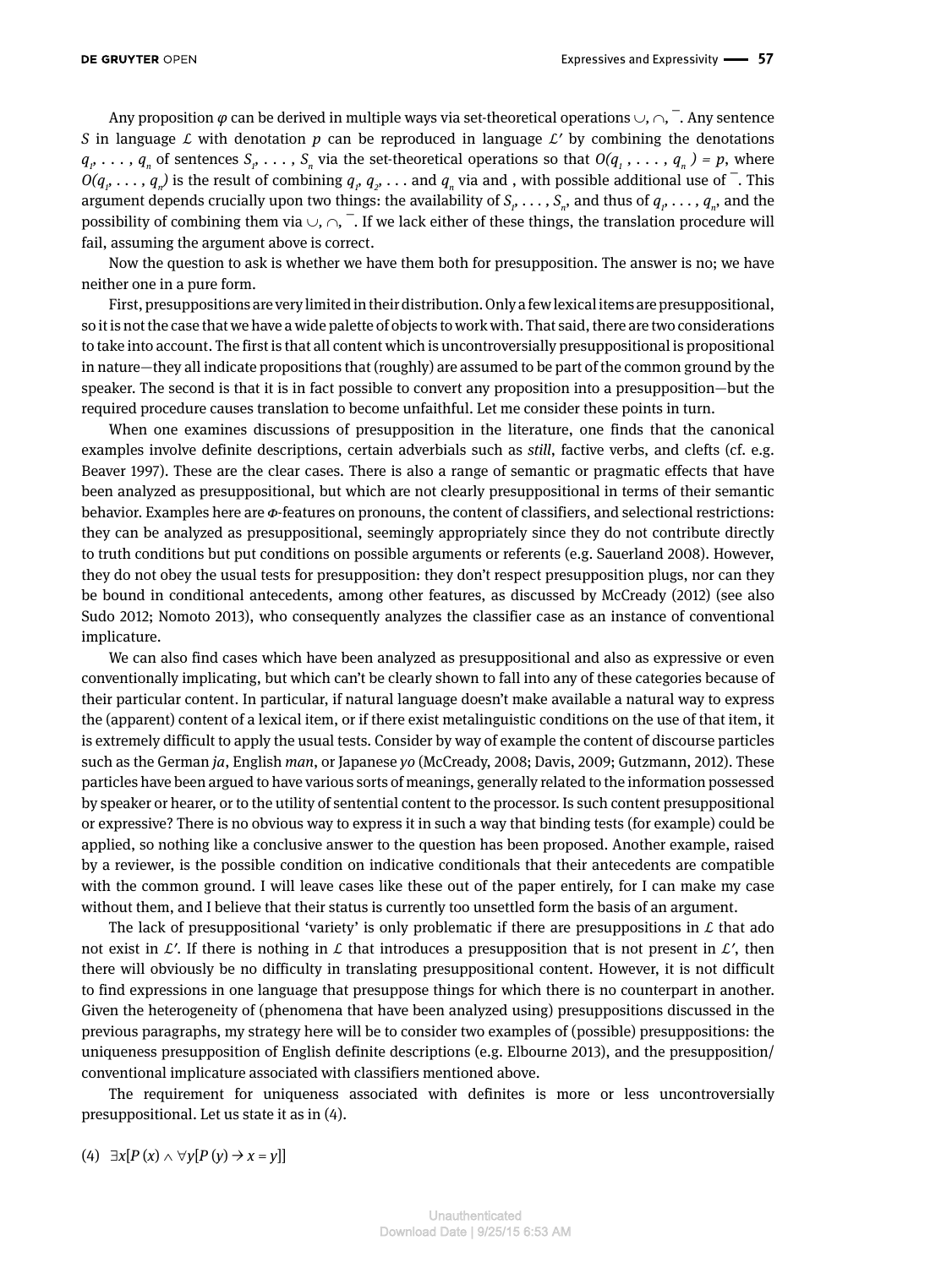Any proposition $\varphi$ can be derived in multiple ways via set-theoretical operations $\cup, \cap, \bar{}$. Any sentence $S$ in language $\mathcal{L}$ with denotation $p$ can be reproduced in language $\mathcal{L}'$ by combining the denotations $q_1, \ldots, q_n$ of sentences $S_1, \ldots, S_n$ via the set-theoretical operations so that $O(q_1, \ldots, q_n) = p$, where $O(q_1, \ldots, q_n)$ is the result of combining $q_1, q_2, \ldots$ and $q_n$ via and , with possible additional use of $\bar{}$. This argument depends crucially upon two things: the availability of $S_1, \ldots, S_n$, and thus of $q_1, \ldots, q_n$, and the possibility of combining them via $\cup, \cap, \bar{}$. If we lack either of these things, the translation procedure will fail, assuming the argument above is correct.

Now the question to ask is whether we have them both for presupposition. The answer is no; we have neither one in a pure form.

First, presuppositions are very limited in their distribution. Only a few lexical items are presuppositional, so it is not the case that we have a wide palette of objects to work with. That said, there are two considerations to take into account. The first is that all content which is uncontroversially presuppositional is propositional in nature—they all indicate propositions that (roughly) are assumed to be part of the common ground by the speaker. The second is that it is in fact possible to convert any proposition into a presupposition—but the required procedure causes translation to become unfaithful. Let me consider these points in turn.

When one examines discussions of presupposition in the literature, one finds that the canonical examples involve definite descriptions, certain adverbials such as *still*, factive verbs, and clefts (cf. e.g. Beaver 1997). These are the clear cases. There is also a range of semantic or pragmatic effects that have been analyzed as presuppositional, but which are not clearly presuppositional in terms of their semantic behavior. Examples here are $\Phi$-features on pronouns, the content of classifiers, and selectional restrictions: they can be analyzed as presuppositional, seemingly appropriately since they do not contribute directly to truth conditions but put conditions on possible arguments or referents (e.g. Sauerland 2008). However, they do not obey the usual tests for presupposition: they don't respect presupposition plugs, nor can they be bound in conditional antecedents, among other features, as discussed by McCready (2012) (see also Sudo 2012; Nomoto 2013), who consequently analyzes the classifier case as an instance of conventional implicature.

We can also find cases which have been analyzed as presuppositional and also as expressive or even conventionally implicating, but which can't be clearly shown to fall into any of these categories because of their particular content. In particular, if natural language doesn't make available a natural way to express the (apparent) content of a lexical item, or if there exist metalinguistic conditions on the use of that item, it is extremely difficult to apply the usual tests. Consider by way of example the content of discourse particles such as the German *ja*, English *man*, or Japanese *yo* (McCready, 2008; Davis, 2009; Gutzmann, 2012). These particles have been argued to have various sorts of meanings, generally related to the information possessed by speaker or hearer, or to the utility of sentential content to the processor. Is such content presuppositional or expressive? There is no obvious way to express it in such a way that binding tests (for example) could be applied, so nothing like a conclusive answer to the question has been proposed. Another example, raised by a reviewer, is the possible condition on indicative conditionals that their antecedents are compatible with the common ground. I will leave cases like these out of the paper entirely, for I can make my case without them, and I believe that their status is currently too unsettled form the basis of an argument.

The lack of presuppositional 'variety' is only problematic if there are presuppositions in $\mathcal{L}$ that ado not exist in $\mathcal{L}'$. If there is nothing in $\mathcal{L}$ that introduces a presupposition that is not present in $\mathcal{L}'$, then there will obviously be no difficulty in translating presuppositional content. However, it is not difficult to find expressions in one language that presuppose things for which there is no counterpart in another. Given the heterogeneity of (phenomena that have been analyzed using) presuppositions discussed in the previous paragraphs, my strategy here will be to consider two examples of (possible) presuppositions: the uniqueness presupposition of English definite descriptions (e.g. Elbourne 2013), and the presupposition/conventional implicature associated with classifiers mentioned above.

The requirement for uniqueness associated with definites is more or less uncontroversially presuppositional. Let us state it as in (4).

(4) $\exists x[P(x) \wedge \forall y[P(y) \rightarrow x = y]]$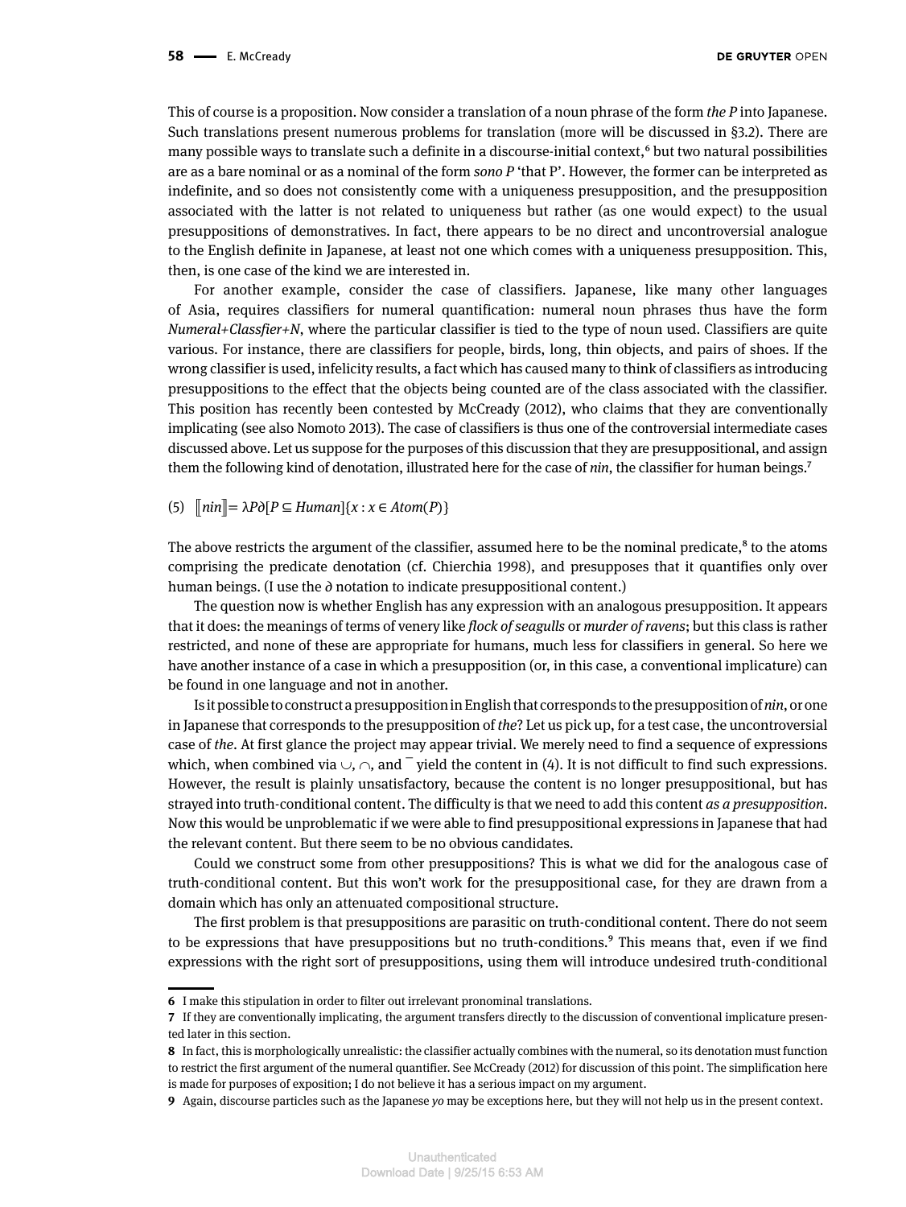This of course is a proposition. Now consider a translation of a noun phrase of the form *the P* into Japanese. Such translations present numerous problems for translation (more will be discussed in §3.2). There are many possible ways to translate such a definite in a discourse-initial context,[6] but two natural possibilities are as a bare nominal or as a nominal of the form *sono P* 'that P'. However, the former can be interpreted as indefinite, and so does not consistently come with a uniqueness presupposition, and the presupposition associated with the latter is not related to uniqueness but rather (as one would expect) to the usual presuppositions of demonstratives. In fact, there appears to be no direct and uncontroversial analogue to the English definite in Japanese, at least not one which comes with a uniqueness presupposition. This, then, is one case of the kind we are interested in.

For another example, consider the case of classifiers. Japanese, like many other languages of Asia, requires classifiers for numeral quantification: numeral noun phrases thus have the form *Numeral+Classfier+N*, where the particular classifier is tied to the type of noun used. Classifiers are quite various. For instance, there are classifiers for people, birds, long, thin objects, and pairs of shoes. If the wrong classifier is used, infelicity results, a fact which has caused many to think of classifiers as introducing presuppositions to the effect that the objects being counted are of the class associated with the classifier. This position has recently been contested by McCready (2012), who claims that they are conventionally implicating (see also Nomoto 2013). The case of classifiers is thus one of the controversial intermediate cases discussed above. Let us suppose for the purposes of this discussion that they are presuppositional, and assign them the following kind of denotation, illustrated here for the case of *nin*, the classifier for human beings.[7]

(5) $[\![nin]\!] = \lambda P \partial[P \subseteq Human]\{x : x \in Atom(P)\}$

The above restricts the argument of the classifier, assumed here to be the nominal predicate,[8] to the atoms comprising the predicate denotation (cf. Chierchia 1998), and presupposes that it quantifies only over human beings. (I use the $\partial$ notation to indicate presuppositional content.)

The question now is whether English has any expression with an analogous presupposition. It appears that it does: the meanings of terms of venery like *flock of seagulls* or *murder of ravens*; but this class is rather restricted, and none of these are appropriate for humans, much less for classifiers in general. So here we have another instance of a case in which a presupposition (or, in this case, a conventional implicature) can be found in one language and not in another.

Is it possible to construct a presupposition in English that corresponds to the presupposition of *nin*, or one in Japanese that corresponds to the presupposition of *the*? Let us pick up, for a test case, the uncontroversial case of *the*. At first glance the project may appear trivial. We merely need to find a sequence of expressions which, when combined via $\cup$, $\cap$, and $^{-}$ yield the content in (4). It is not difficult to find such expressions. However, the result is plainly unsatisfactory, because the content is no longer presuppositional, but has strayed into truth-conditional content. The difficulty is that we need to add this content *as a presupposition*. Now this would be unproblematic if we were able to find presuppositional expressions in Japanese that had the relevant content. But there seem to be no obvious candidates.

Could we construct some from other presuppositions? This is what we did for the analogous case of truth-conditional content. But this won't work for the presuppositional case, for they are drawn from a domain which has only an attenuated compositional structure.

The first problem is that presuppositions are parasitic on truth-conditional content. There do not seem to be expressions that have presuppositions but no truth-conditions.[9] This means that, even if we find expressions with the right sort of presuppositions, using them will introduce undesired truth-conditional

---

6 I make this stipulation in order to filter out irrelevant pronominal translations.

7 If they are conventionally implicating, the argument transfers directly to the discussion of conventional implicature presented later in this section.

8 In fact, this is morphologically unrealistic: the classifier actually combines with the numeral, so its denotation must function to restrict the first argument of the numeral quantifier. See McCready (2012) for discussion of this point. The simplification here is made for purposes of exposition; I do not believe it has a serious impact on my argument.

9 Again, discourse particles such as the Japanese *yo* may be exceptions here, but they will not help us in the present context.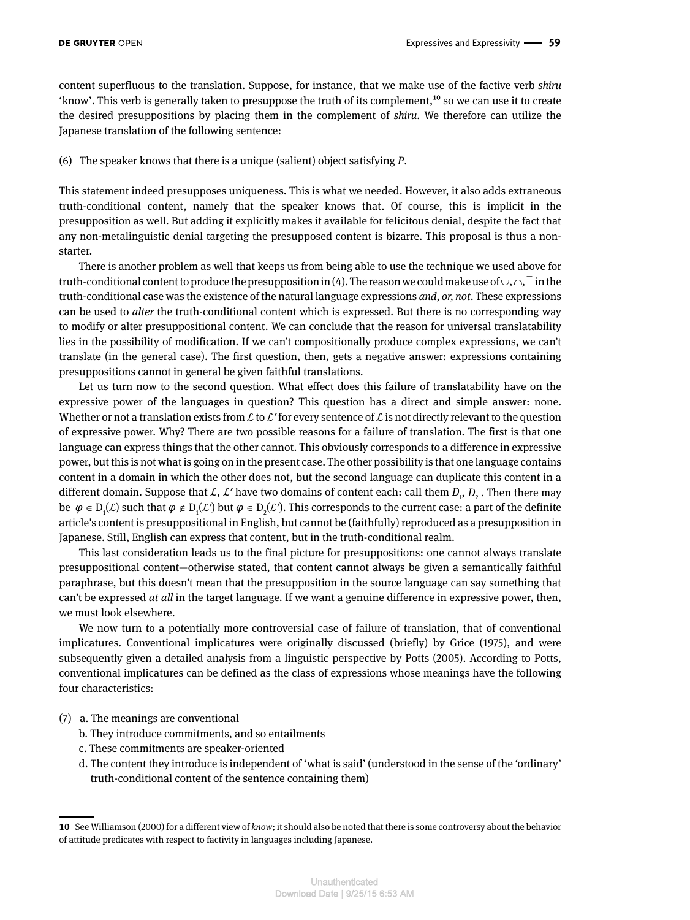content superfluous to the translation. Suppose, for instance, that we make use of the factive verb *shiru* 'know'. This verb is generally taken to presuppose the truth of its complement,[10] so we can use it to create the desired presuppositions by placing them in the complement of *shiru*. We therefore can utilize the Japanese translation of the following sentence:

(6) The speaker knows that there is a unique (salient) object satisfying *P*.

This statement indeed presupposes uniqueness. This is what we needed. However, it also adds extraneous truth-conditional content, namely that the speaker knows that. Of course, this is implicit in the presupposition as well. But adding it explicitly makes it available for felicitous denial, despite the fact that any non-metalinguistic denial targeting the presupposed content is bizarre. This proposal is thus a non-starter.

There is another problem as well that keeps us from being able to use the technique we used above for truth-conditional content to produce the presupposition in (4). The reason we could make use of $\cup, \cap, \overline{\phantom{x}}$ in the truth-conditional case was the existence of the natural language expressions *and, or, not*. These expressions can be used to *alter* the truth-conditional content which is expressed. But there is no corresponding way to modify or alter presuppositional content. We can conclude that the reason for universal translatability lies in the possibility of modification. If we can't compositionally produce complex expressions, we can't translate (in the general case). The first question, then, gets a negative answer: expressions containing presuppositions cannot in general be given faithful translations.

Let us turn now to the second question. What effect does this failure of translatability have on the expressive power of the languages in question? This question has a direct and simple answer: none. Whether or not a translation exists from $\mathcal{L}$ to $\mathcal{L}'$ for every sentence of $\mathcal{L}$ is not directly relevant to the question of expressive power. Why? There are two possible reasons for a failure of translation. The first is that one language can express things that the other cannot. This obviously corresponds to a difference in expressive power, but this is not what is going on in the present case. The other possibility is that one language contains content in a domain in which the other does not, but the second language can duplicate this content in a different domain. Suppose that $\mathcal{L}, \mathcal{L}'$ have two domains of content each: call them $D_1, D_2$. Then there may be $\varphi \in D_1(\mathcal{L})$ such that $\varphi \notin D_1(\mathcal{L}')$ but $\varphi \in D_2(\mathcal{L}')$. This corresponds to the current case: a part of the definite article's content is presuppositional in English, but cannot be (faithfully) reproduced as a presupposition in Japanese. Still, English can express that content, but in the truth-conditional realm.

This last consideration leads us to the final picture for presuppositions: one cannot always translate presuppositional content—otherwise stated, that content cannot always be given a semantically faithful paraphrase, but this doesn't mean that the presupposition in the source language can say something that can't be expressed *at all* in the target language. If we want a genuine difference in expressive power, then, we must look elsewhere.

We now turn to a potentially more controversial case of failure of translation, that of conventional implicatures. Conventional implicatures were originally discussed (briefly) by Grice (1975), and were subsequently given a detailed analysis from a linguistic perspective by Potts (2005). According to Potts, conventional implicatures can be defined as the class of expressions whose meanings have the following four characteristics:

(7) a. The meanings are conventional
    b. They introduce commitments, and so entailments
    c. These commitments are speaker-oriented
    d. The content they introduce is independent of 'what is said' (understood in the sense of the 'ordinary' truth-conditional content of the sentence containing them)

---

10 See Williamson (2000) for a different view of *know*; it should also be noted that there is some controversy about the behavior of attitude predicates with respect to factivity in languages including Japanese.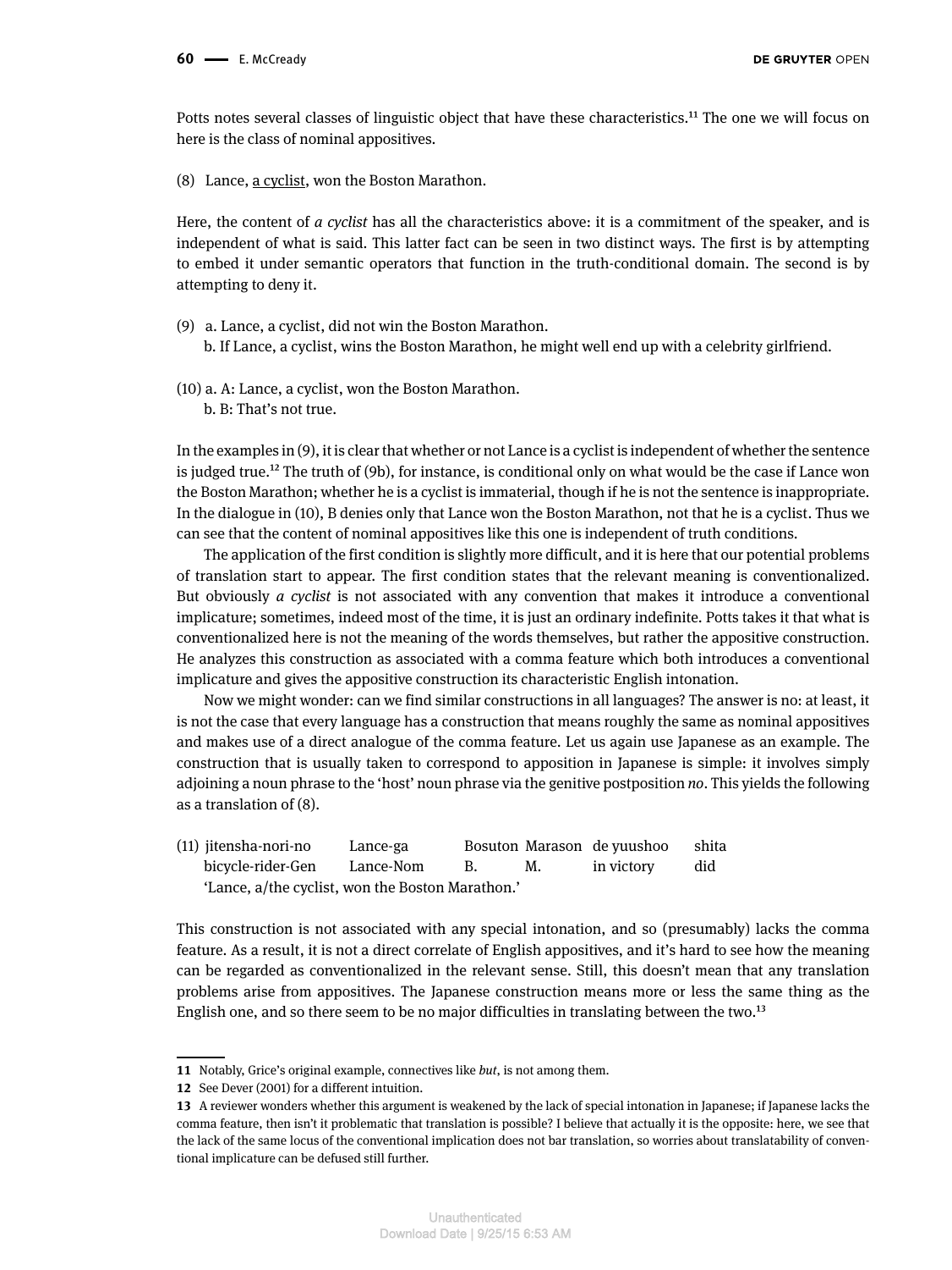Potts notes several classes of linguistic object that have these characteristics.[11] The one we will focus on here is the class of nominal appositives.

(8) Lance, <u>a cyclist</u>, won the Boston Marathon.

Here, the content of *a cyclist* has all the characteristics above: it is a commitment of the speaker, and is independent of what is said. This latter fact can be seen in two distinct ways. The first is by attempting to embed it under semantic operators that function in the truth-conditional domain. The second is by attempting to deny it.

(9) a. Lance, a cyclist, did not win the Boston Marathon.
  b. If Lance, a cyclist, wins the Boston Marathon, he might well end up with a celebrity girlfriend.

(10) a. A: Lance, a cyclist, won the Boston Marathon.
  b. B: That's not true.

In the examples in (9), it is clear that whether or not Lance is a cyclist is independent of whether the sentence is judged true.[12] The truth of (9b), for instance, is conditional only on what would be the case if Lance won the Boston Marathon; whether he is a cyclist is immaterial, though if he is not the sentence is inappropriate. In the dialogue in (10), B denies only that Lance won the Boston Marathon, not that he is a cyclist. Thus we can see that the content of nominal appositives like this one is independent of truth conditions.

The application of the first condition is slightly more difficult, and it is here that our potential problems of translation start to appear. The first condition states that the relevant meaning is conventionalized. But obviously *a cyclist* is not associated with any convention that makes it introduce a conventional implicature; sometimes, indeed most of the time, it is just an ordinary indefinite. Potts takes it that what is conventionalized here is not the meaning of the words themselves, but rather the appositive construction. He analyzes this construction as associated with a comma feature which both introduces a conventional implicature and gives the appositive construction its characteristic English intonation.

Now we might wonder: can we find similar constructions in all languages? The answer is no: at least, it is not the case that every language has a construction that means roughly the same as nominal appositives and makes use of a direct analogue of the comma feature. Let us again use Japanese as an example. The construction that is usually taken to correspond to apposition in Japanese is simple: it involves simply adjoining a noun phrase to the 'host' noun phrase via the genitive postposition *no*. This yields the following as a translation of (8).

(11) jitensha-nori-no   Lance-ga   Bosuton Marason   de yuushoo   shita
  bicycle-rider-Gen   Lance-Nom   B.   M.   in victory   did
  'Lance, a/the cyclist, won the Boston Marathon.'

This construction is not associated with any special intonation, and so (presumably) lacks the comma feature. As a result, it is not a direct correlate of English appositives, and it's hard to see how the meaning can be regarded as conventionalized in the relevant sense. Still, this doesn't mean that any translation problems arise from appositives. The Japanese construction means more or less the same thing as the English one, and so there seem to be no major difficulties in translating between the two.[13]

---

11 Notably, Grice's original example, connectives like *but*, is not among them.

12 See Dever (2001) for a different intuition.

13 A reviewer wonders whether this argument is weakened by the lack of special intonation in Japanese; if Japanese lacks the comma feature, then isn't it problematic that translation is possible? I believe that actually it is the opposite: here, we see that the lack of the same locus of the conventional implication does not bar translation, so worries about translatability of conventional implicature can be defused still further.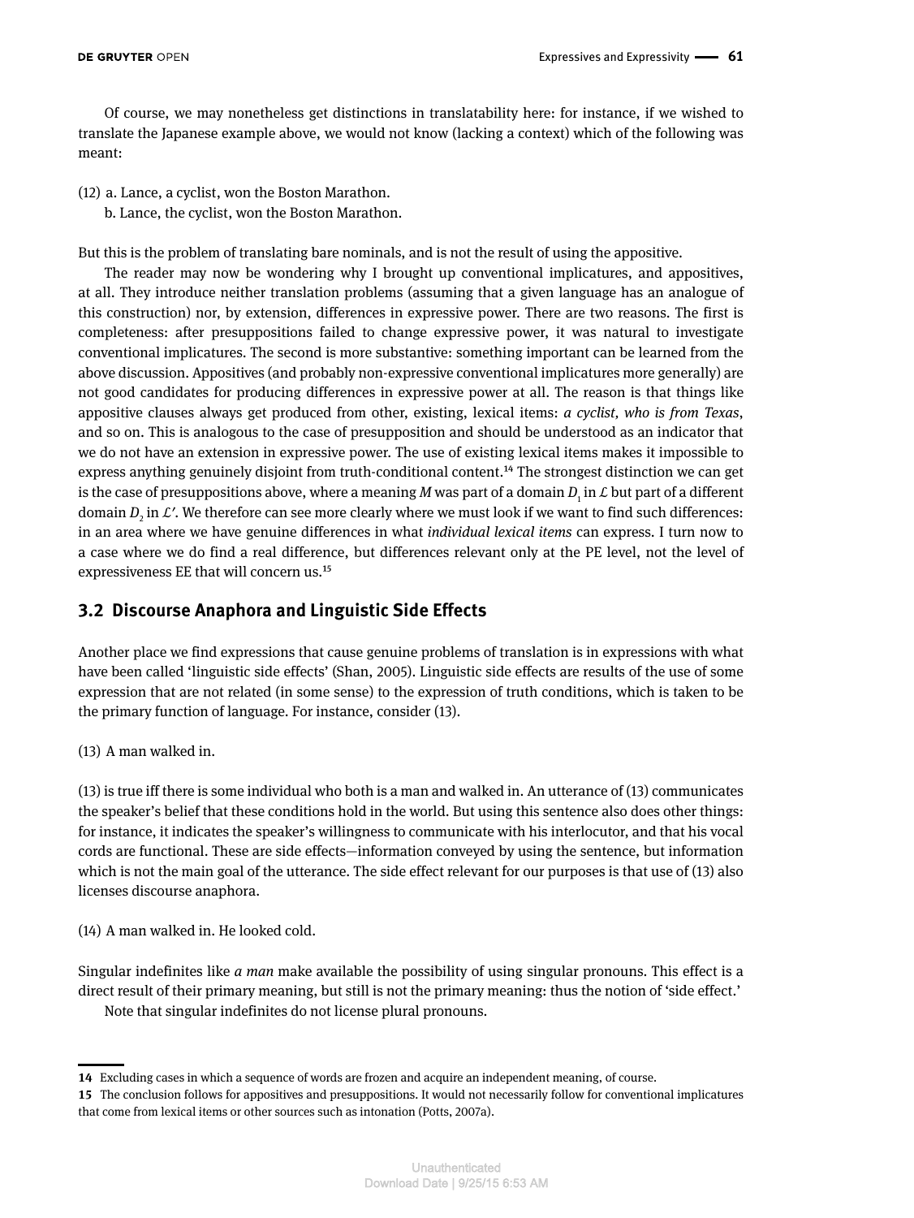Of course, we may nonetheless get distinctions in translatability here: for instance, if we wished to translate the Japanese example above, we would not know (lacking a context) which of the following was meant:

(12) a. Lance, a cyclist, won the Boston Marathon.
b. Lance, the cyclist, won the Boston Marathon.

But this is the problem of translating bare nominals, and is not the result of using the appositive.

The reader may now be wondering why I brought up conventional implicatures, and appositives, at all. They introduce neither translation problems (assuming that a given language has an analogue of this construction) nor, by extension, differences in expressive power. There are two reasons. The first is completeness: after presuppositions failed to change expressive power, it was natural to investigate conventional implicatures. The second is more substantive: something important can be learned from the above discussion. Appositives (and probably non-expressive conventional implicatures more generally) are not good candidates for producing differences in expressive power at all. The reason is that things like appositive clauses always get produced from other, existing, lexical items: *a cyclist, who is from Texas*, and so on. This is analogous to the case of presupposition and should be understood as an indicator that we do not have an extension in expressive power. The use of existing lexical items makes it impossible to express anything genuinely disjoint from truth-conditional content.[14] The strongest distinction we can get is the case of presuppositions above, where a meaning $M$ was part of a domain $D_1$ in $\mathcal{L}$ but part of a different domain $D_2$ in $\mathcal{L}'$. We therefore can see more clearly where we must look if we want to find such differences: in an area where we have genuine differences in what *individual lexical items* can express. I turn now to a case where we do find a real difference, but differences relevant only at the PE level, not the level of expressiveness EE that will concern us.[15]

## 3.2 Discourse Anaphora and Linguistic Side Effects

Another place we find expressions that cause genuine problems of translation is in expressions with what have been called 'linguistic side effects' (Shan, 2005). Linguistic side effects are results of the use of some expression that are not related (in some sense) to the expression of truth conditions, which is taken to be the primary function of language. For instance, consider (13).

(13) A man walked in.

(13) is true iff there is some individual who both is a man and walked in. An utterance of (13) communicates the speaker's belief that these conditions hold in the world. But using this sentence also does other things: for instance, it indicates the speaker's willingness to communicate with his interlocutor, and that his vocal cords are functional. These are side effects—information conveyed by using the sentence, but information which is not the main goal of the utterance. The side effect relevant for our purposes is that use of (13) also licenses discourse anaphora.

(14) A man walked in. He looked cold.

Singular indefinites like *a man* make available the possibility of using singular pronouns. This effect is a direct result of their primary meaning, but still is not the primary meaning: thus the notion of 'side effect.'

Note that singular indefinites do not license plural pronouns.

---

**14** Excluding cases in which a sequence of words are frozen and acquire an independent meaning, of course.

**15** The conclusion follows for appositives and presuppositions. It would not necessarily follow for conventional implicatures that come from lexical items or other sources such as intonation (Potts, 2007a).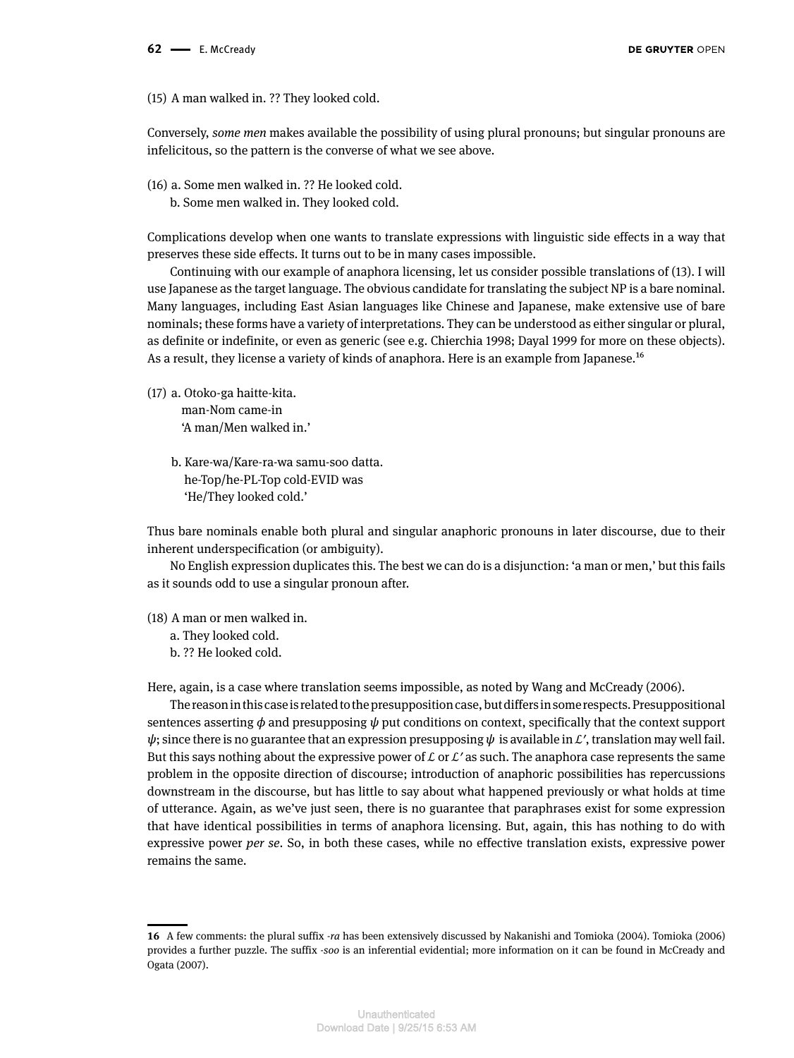(15) A man walked in. ?? They looked cold.

Conversely, *some men* makes available the possibility of using plural pronouns; but singular pronouns are infelicitous, so the pattern is the converse of what we see above.

(16) a. Some men walked in. ?? He looked cold.
 b. Some men walked in. They looked cold.

Complications develop when one wants to translate expressions with linguistic side effects in a way that preserves these side effects. It turns out to be in many cases impossible.

Continuing with our example of anaphora licensing, let us consider possible translations of (13). I will use Japanese as the target language. The obvious candidate for translating the subject NP is a bare nominal. Many languages, including East Asian languages like Chinese and Japanese, make extensive use of bare nominals; these forms have a variety of interpretations. They can be understood as either singular or plural, as definite or indefinite, or even as generic (see e.g. Chierchia 1998; Dayal 1999 for more on these objects). As a result, they license a variety of kinds of anaphora. Here is an example from Japanese.[16]

(17) a. Otoko-ga haitte-kita.
  man-Nom came-in
  'A man/Men walked in.'

 b. Kare-wa/Kare-ra-wa samu-soo datta.
  he-Top/he-PL-Top cold-EVID was
  'He/They looked cold.'

Thus bare nominals enable both plural and singular anaphoric pronouns in later discourse, due to their inherent underspecification (or ambiguity).

No English expression duplicates this. The best we can do is a disjunction: 'a man or men,' but this fails as it sounds odd to use a singular pronoun after.

(18) A man or men walked in.
 a. They looked cold.
 b. ?? He looked cold.

Here, again, is a case where translation seems impossible, as noted by Wang and McCready (2006).

The reason in this case is related to the presupposition case, but differs in some respects. Presuppositional sentences asserting $\phi$ and presupposing $\psi$ put conditions on context, specifically that the context support $\psi$; since there is no guarantee that an expression presupposing $\psi$ is available in $\mathcal{L}'$, translation may well fail. But this says nothing about the expressive power of $\mathcal{L}$ or $\mathcal{L}'$ as such. The anaphora case represents the same problem in the opposite direction of discourse; introduction of anaphoric possibilities has repercussions downstream in the discourse, but has little to say about what happened previously or what holds at time of utterance. Again, as we've just seen, there is no guarantee that paraphrases exist for some expression that have identical possibilities in terms of anaphora licensing. But, again, this has nothing to do with expressive power *per se*. So, in both these cases, while no effective translation exists, expressive power remains the same.

---

16 A few comments: the plural suffix *-ra* has been extensively discussed by Nakanishi and Tomioka (2004). Tomioka (2006) provides a further puzzle. The suffix *-soo* is an inferential evidential; more information on it can be found in McCready and Ogata (2007).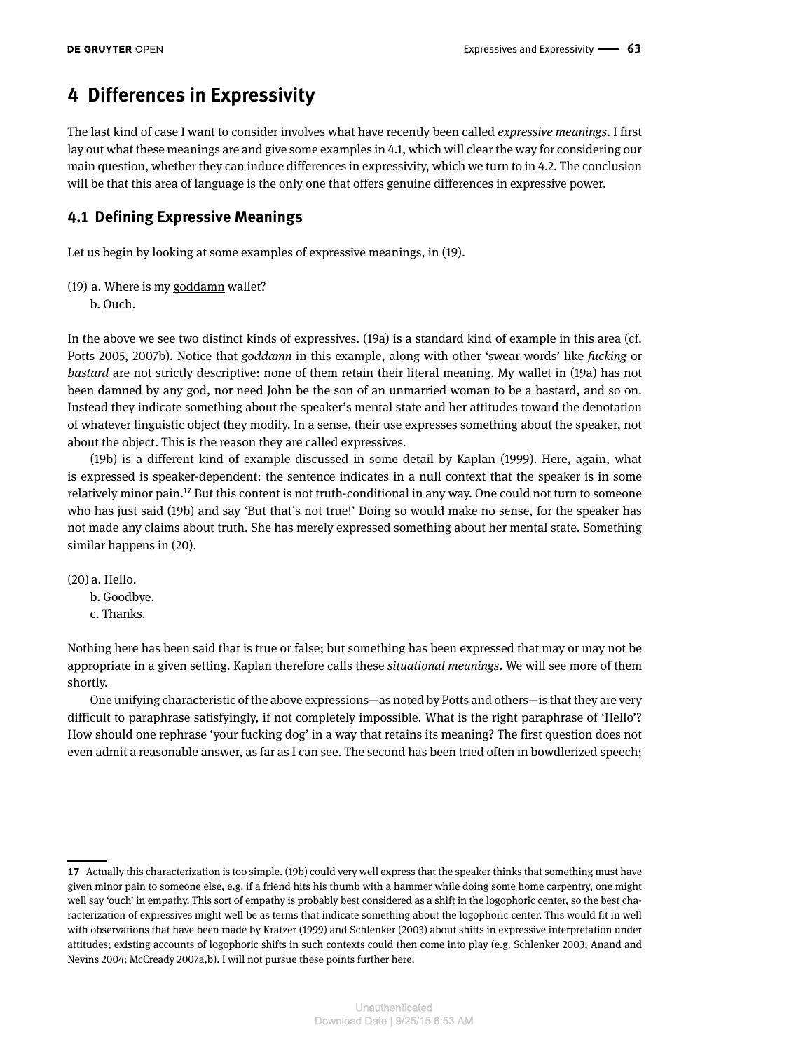# 4 Differences in Expressivity

The last kind of case I want to consider involves what have recently been called *expressive meanings*. I first lay out what these meanings are and give some examples in 4.1, which will clear the way for considering our main question, whether they can induce differences in expressivity, which we turn to in 4.2. The conclusion will be that this area of language is the only one that offers genuine differences in expressive power.

## 4.1 Defining Expressive Meanings

Let us begin by looking at some examples of expressive meanings, in (19).

(19) a. Where is my <u>goddamn</u> wallet?
b. <u>Ouch</u>.

In the above we see two distinct kinds of expressives. (19a) is a standard kind of example in this area (cf. Potts 2005, 2007b). Notice that *goddamn* in this example, along with other 'swear words' like *fucking* or *bastard* are not strictly descriptive: none of them retain their literal meaning. My wallet in (19a) has not been damned by any god, nor need John be the son of an unmarried woman to be a bastard, and so on. Instead they indicate something about the speaker's mental state and her attitudes toward the denotation of whatever linguistic object they modify. In a sense, their use expresses something about the speaker, not about the object. This is the reason they are called expressives.

(19b) is a different kind of example discussed in some detail by Kaplan (1999). Here, again, what is expressed is speaker-dependent: the sentence indicates in a null context that the speaker is in some relatively minor pain.[17] But this content is not truth-conditional in any way. One could not turn to someone who has just said (19b) and say 'But that's not true!' Doing so would make no sense, for the speaker has not made any claims about truth. She has merely expressed something about her mental state. Something similar happens in (20).

(20) a. Hello.
b. Goodbye.
c. Thanks.

Nothing here has been said that is true or false; but something has been expressed that may or may not be appropriate in a given setting. Kaplan therefore calls these *situational meanings*. We will see more of them shortly.

One unifying characteristic of the above expressions—as noted by Potts and others—is that they are very difficult to paraphrase satisfyingly, if not completely impossible. What is the right paraphrase of 'Hello'? How should one rephrase 'your fucking dog' in a way that retains its meaning? The first question does not even admit a reasonable answer, as far as I can see. The second has been tried often in bowdlerized speech;

---

17 Actually this characterization is too simple. (19b) could very well express that the speaker thinks that something must have given minor pain to someone else, e.g. if a friend hits his thumb with a hammer while doing some home carpentry, one might well say 'ouch' in empathy. This sort of empathy is probably best considered as a shift in the logophoric center, so the best characterization of expressives might well be as terms that indicate something about the logophoric center. This would fit in well with observations that have been made by Kratzer (1999) and Schlenker (2003) about shifts in expressive interpretation under attitudes; existing accounts of logophoric shifts in such contexts could then come into play (e.g. Schlenker 2003; Anand and Nevins 2004; McCready 2007a,b). I will not pursue these points further here.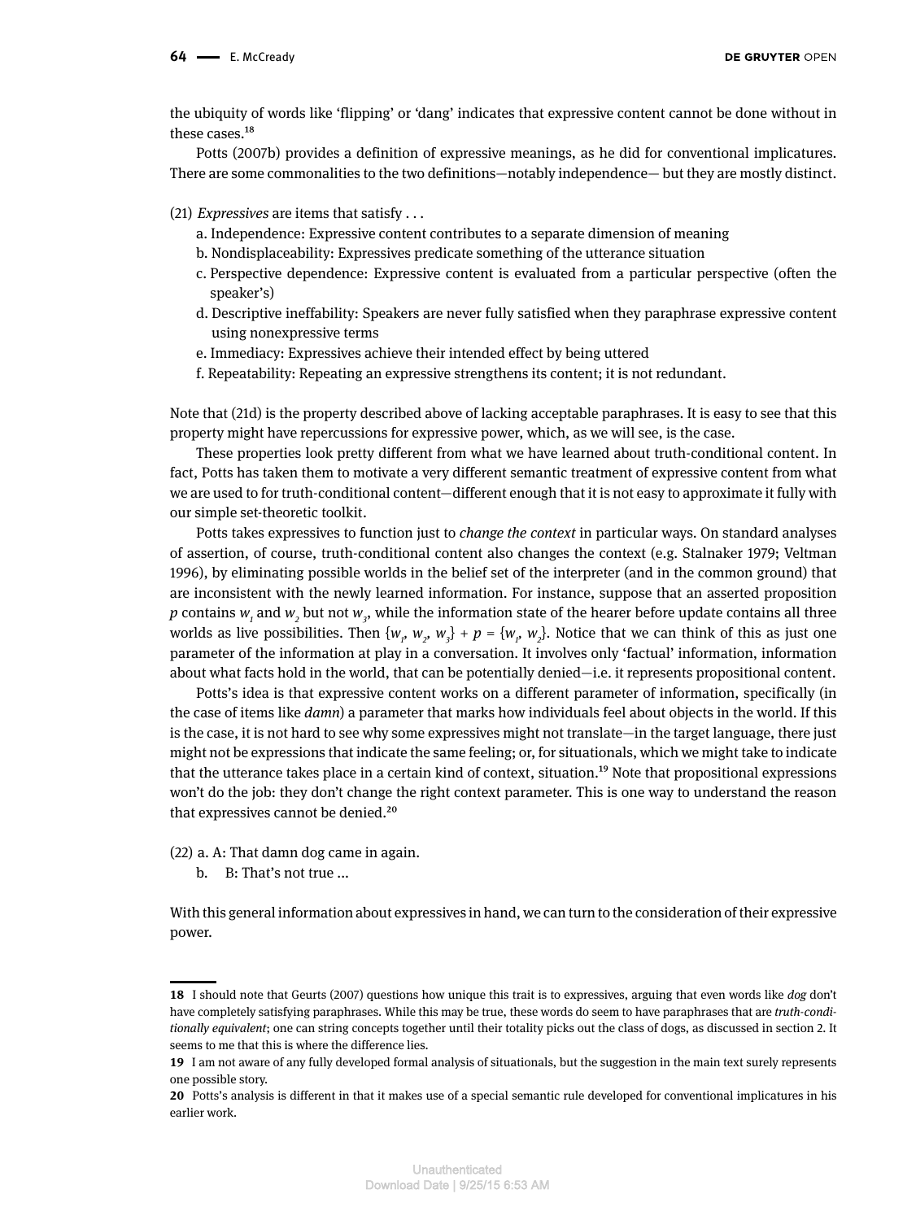the ubiquity of words like ‘flipping’ or ‘dang’ indicates that expressive content cannot be done without in these cases.[18]

Potts (2007b) provides a definition of expressive meanings, as he did for conventional implicatures. There are some commonalities to the two definitions—notably independence— but they are mostly distinct.

(21) *Expressives* are items that satisfy . . .
  a. Independence: Expressive content contributes to a separate dimension of meaning
  b. Nondisplaceability: Expressives predicate something of the utterance situation
  c. Perspective dependence: Expressive content is evaluated from a particular perspective (often the speaker’s)
  d. Descriptive ineffability: Speakers are never fully satisfied when they paraphrase expressive content using nonexpressive terms
  e. Immediacy: Expressives achieve their intended effect by being uttered
  f. Repeatability: Repeating an expressive strengthens its content; it is not redundant.

Note that (21d) is the property described above of lacking acceptable paraphrases. It is easy to see that this property might have repercussions for expressive power, which, as we will see, is the case.

These properties look pretty different from what we have learned about truth-conditional content. In fact, Potts has taken them to motivate a very different semantic treatment of expressive content from what we are used to for truth-conditional content—different enough that it is not easy to approximate it fully with our simple set-theoretic toolkit.

Potts takes expressives to function just to *change the context* in particular ways. On standard analyses of assertion, of course, truth-conditional content also changes the context (e.g. Stalnaker 1979; Veltman 1996), by eliminating possible worlds in the belief set of the interpreter (and in the common ground) that are inconsistent with the newly learned information. For instance, suppose that an asserted proposition $p$ contains $w_1$ and $w_2$ but not $w_3$, while the information state of the hearer before update contains all three worlds as live possibilities. Then $\{w_1, w_2, w_3\} + p = \{w_1, w_2\}$. Notice that we can think of this as just one parameter of the information at play in a conversation. It involves only ‘factual’ information, information about what facts hold in the world, that can be potentially denied—i.e. it represents propositional content.

Potts’s idea is that expressive content works on a different parameter of information, specifically (in the case of items like *damn*) a parameter that marks how individuals feel about objects in the world. If this is the case, it is not hard to see why some expressives might not translate—in the target language, there just might not be expressions that indicate the same feeling; or, for situationals, which we might take to indicate that the utterance takes place in a certain kind of context, situation.[19] Note that propositional expressions won’t do the job: they don’t change the right context parameter. This is one way to understand the reason that expressives cannot be denied.[20]

(22) a. A: That damn dog came in again.
  b. B: That’s not true ...

With this general information about expressives in hand, we can turn to the consideration of their expressive power.

---

18 I should note that Geurts (2007) questions how unique this trait is to expressives, arguing that even words like *dog* don’t have completely satisfying paraphrases. While this may be true, these words do seem to have paraphrases that are *truth-conditionally equivalent*; one can string concepts together until their totality picks out the class of dogs, as discussed in section 2. It seems to me that this is where the difference lies.

19 I am not aware of any fully developed formal analysis of situationals, but the suggestion in the main text surely represents one possible story.

20 Potts’s analysis is different in that it makes use of a special semantic rule developed for conventional implicatures in his earlier work.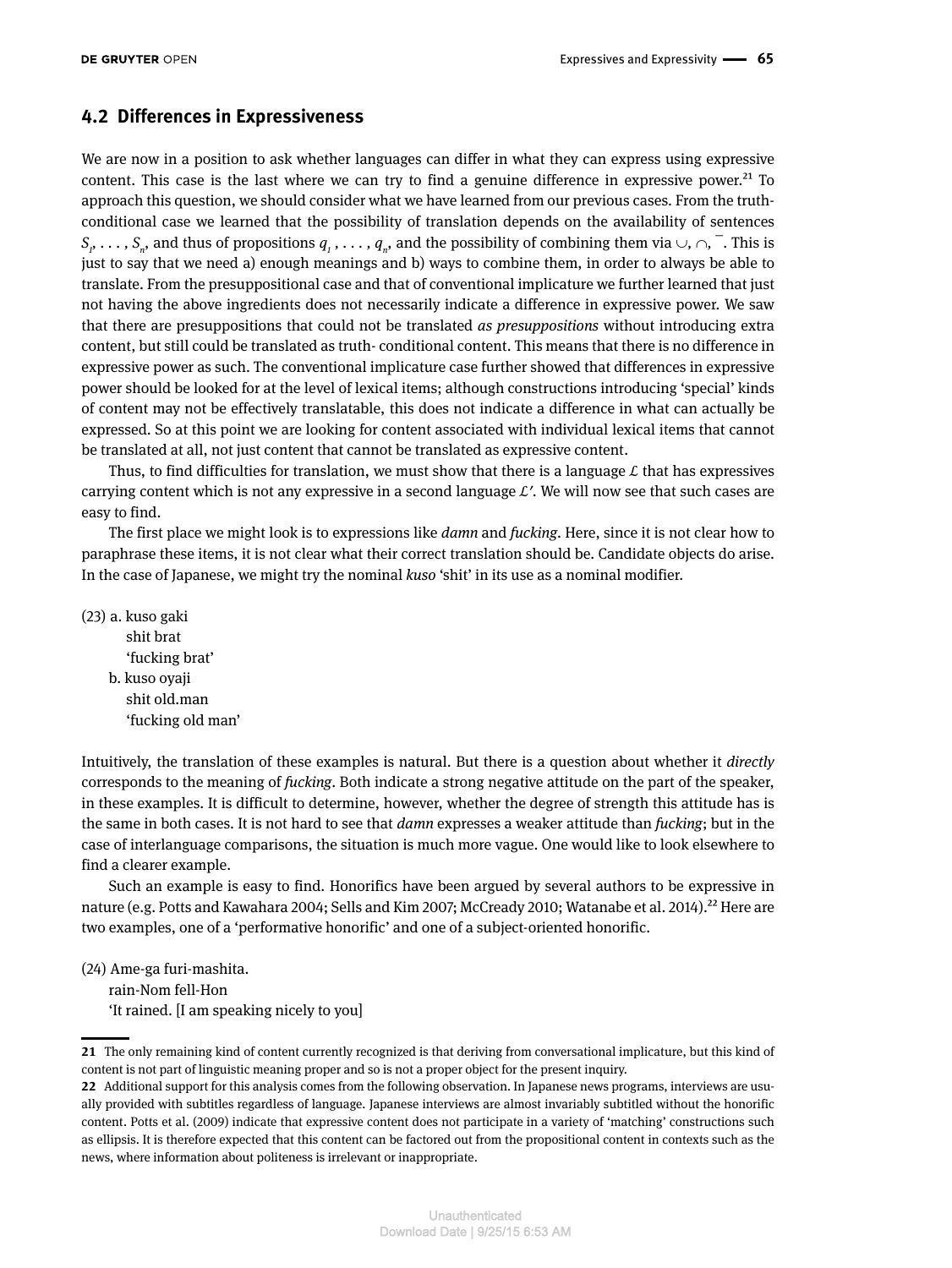## 4.2 Differences in Expressiveness

We are now in a position to ask whether languages can differ in what they can express using expressive content. This case is the last where we can try to find a genuine difference in expressive power.[21] To approach this question, we should consider what we have learned from our previous cases. From the truth-conditional case we learned that the possibility of translation depends on the availability of sentences $S_1, \ldots, S_n$, and thus of propositions $q_1, \ldots, q_n$, and the possibility of combining them via $\cup, \cap, \bar{\ }$. This is just to say that we need a) enough meanings and b) ways to combine them, in order to always be able to translate. From the presuppositional case and that of conventional implicature we further learned that just not having the above ingredients does not necessarily indicate a difference in expressive power. We saw that there are presuppositions that could not be translated *as presuppositions* without introducing extra content, but still could be translated as truth- conditional content. This means that there is no difference in expressive power as such. The conventional implicature case further showed that differences in expressive power should be looked for at the level of lexical items; although constructions introducing 'special' kinds of content may not be effectively translatable, this does not indicate a difference in what can actually be expressed. So at this point we are looking for content associated with individual lexical items that cannot be translated at all, not just content that cannot be translated as expressive content.

Thus, to find difficulties for translation, we must show that there is a language $\mathcal{L}$ that has expressives carrying content which is not any expressive in a second language $\mathcal{L}'$. We will now see that such cases are easy to find.

The first place we might look is to expressions like *damn* and *fucking*. Here, since it is not clear how to paraphrase these items, it is not clear what their correct translation should be. Candidate objects do arise. In the case of Japanese, we might try the nominal *kuso* 'shit' in its use as a nominal modifier.

(23) a. kuso gaki
shit brat
'fucking brat'
b. kuso oyaji
shit old.man
'fucking old man'

Intuitively, the translation of these examples is natural. But there is a question about whether it *directly* corresponds to the meaning of *fucking*. Both indicate a strong negative attitude on the part of the speaker, in these examples. It is difficult to determine, however, whether the degree of strength this attitude has is the same in both cases. It is not hard to see that *damn* expresses a weaker attitude than *fucking*; but in the case of interlanguage comparisons, the situation is much more vague. One would like to look elsewhere to find a clearer example.

Such an example is easy to find. Honorifics have been argued by several authors to be expressive in nature (e.g. Potts and Kawahara 2004; Sells and Kim 2007; McCready 2010; Watanabe et al. 2014).[22] Here are two examples, one of a 'performative honorific' and one of a subject-oriented honorific.

(24) Ame-ga furi-mashita.
rain-Nom fell-Hon
'It rained. [I am speaking nicely to you]

---

21 The only remaining kind of content currently recognized is that deriving from conversational implicature, but this kind of content is not part of linguistic meaning proper and so is not a proper object for the present inquiry.

22 Additional support for this analysis comes from the following observation. In Japanese news programs, interviews are usually provided with subtitles regardless of language. Japanese interviews are almost invariably subtitled without the honorific content. Potts et al. (2009) indicate that expressive content does not participate in a variety of 'matching' constructions such as ellipsis. It is therefore expected that this content can be factored out from the propositional content in contexts such as the news, where information about politeness is irrelevant or inappropriate.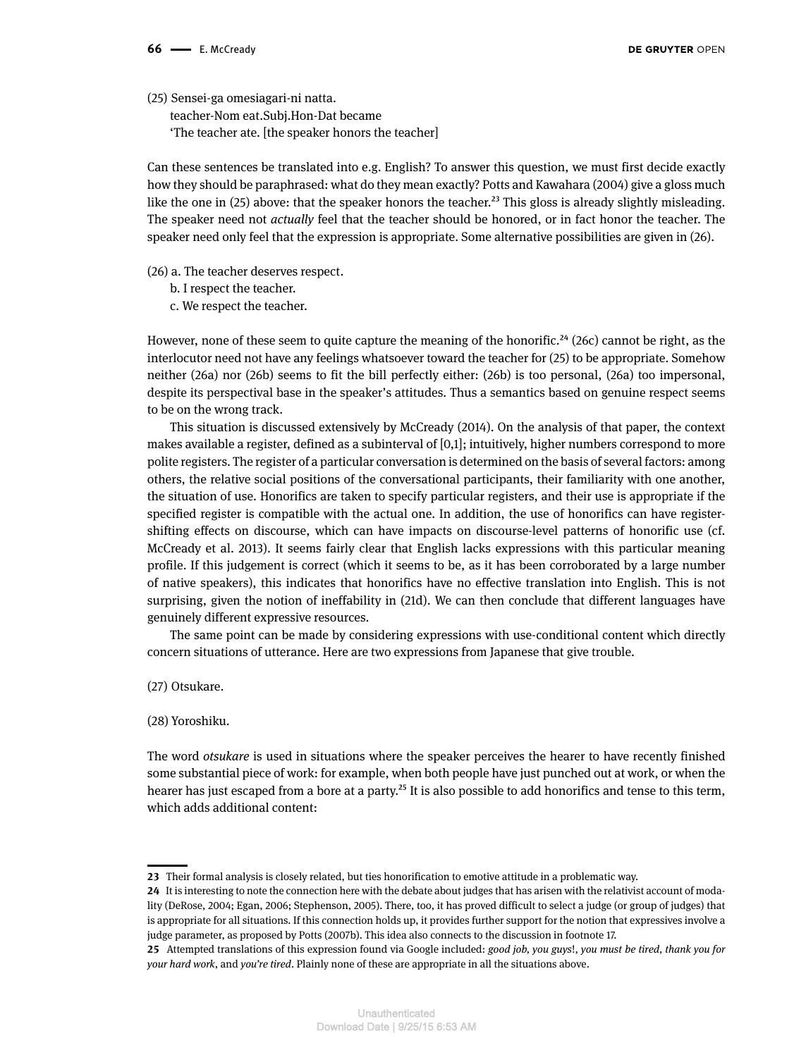(25) Sensei-ga omesiagari-ni natta.
teacher-Nom eat.Subj.Hon-Dat became
'The teacher ate. [the speaker honors the teacher]

Can these sentences be translated into e.g. English? To answer this question, we must first decide exactly how they should be paraphrased: what do they mean exactly? Potts and Kawahara (2004) give a gloss much like the one in (25) above: that the speaker honors the teacher.[23] This gloss is already slightly misleading. The speaker need not *actually* feel that the teacher should be honored, or in fact honor the teacher. The speaker need only feel that the expression is appropriate. Some alternative possibilities are given in (26).

(26) a. The teacher deserves respect.
b. I respect the teacher.
c. We respect the teacher.

However, none of these seem to quite capture the meaning of the honorific.[24] (26c) cannot be right, as the interlocutor need not have any feelings whatsoever toward the teacher for (25) to be appropriate. Somehow neither (26a) nor (26b) seems to fit the bill perfectly either: (26b) is too personal, (26a) too impersonal, despite its perspectival base in the speaker's attitudes. Thus a semantics based on genuine respect seems to be on the wrong track.

This situation is discussed extensively by McCready (2014). On the analysis of that paper, the context makes available a register, defined as a subinterval of [0,1]; intuitively, higher numbers correspond to more polite registers. The register of a particular conversation is determined on the basis of several factors: among others, the relative social positions of the conversational participants, their familiarity with one another, the situation of use. Honorifics are taken to specify particular registers, and their use is appropriate if the specified register is compatible with the actual one. In addition, the use of honorifics can have register-shifting effects on discourse, which can have impacts on discourse-level patterns of honorific use (cf. McCready et al. 2013). It seems fairly clear that English lacks expressions with this particular meaning profile. If this judgement is correct (which it seems to be, as it has been corroborated by a large number of native speakers), this indicates that honorifics have no effective translation into English. This is not surprising, given the notion of ineffability in (21d). We can then conclude that different languages have genuinely different expressive resources.

The same point can be made by considering expressions with use-conditional content which directly concern situations of utterance. Here are two expressions from Japanese that give trouble.

(27) Otsukare.

(28) Yoroshiku.

The word *otsukare* is used in situations where the speaker perceives the hearer to have recently finished some substantial piece of work: for example, when both people have just punched out at work, or when the hearer has just escaped from a bore at a party.[25] It is also possible to add honorifics and tense to this term, which adds additional content:

---

23 Their formal analysis is closely related, but ties honorification to emotive attitude in a problematic way.

24 It is interesting to note the connection here with the debate about judges that has arisen with the relativist account of modality (DeRose, 2004; Egan, 2006; Stephenson, 2005). There, too, it has proved difficult to select a judge (or group of judges) that is appropriate for all situations. If this connection holds up, it provides further support for the notion that expressives involve a judge parameter, as proposed by Potts (2007b). This idea also connects to the discussion in footnote 17.

25 Attempted translations of this expression found via Google included: *good job, you guys!*, *you must be tired*, *thank you for your hard work*, and *you're tired*. Plainly none of these are appropriate in all the situations above.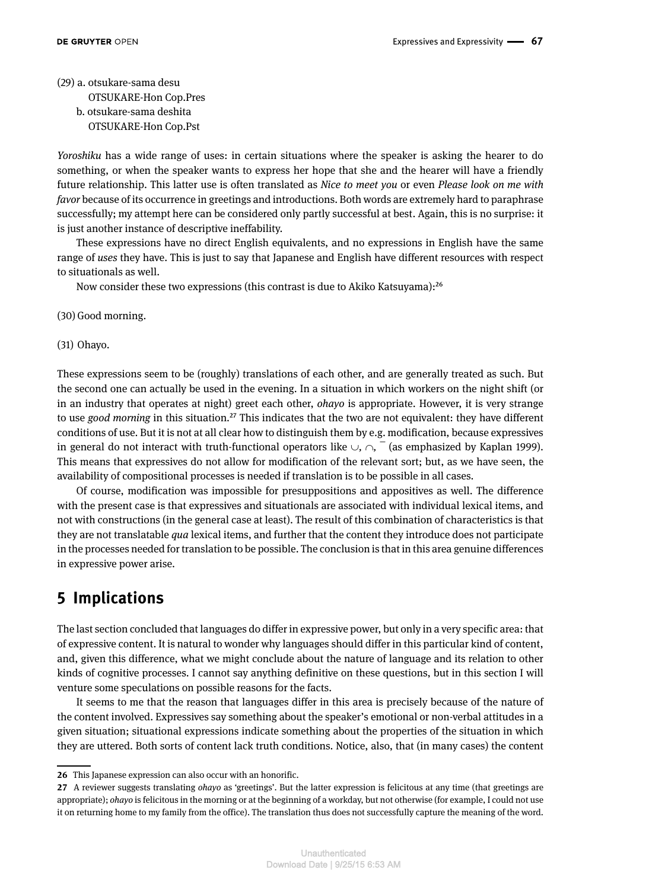(29) a. otsukare-sama desu
    OTSUKARE-Hon Cop.Pres
  b. otsukare-sama deshita
    OTSUKARE-Hon Cop.Pst

*Yoroshiku* has a wide range of uses: in certain situations where the speaker is asking the hearer to do something, or when the speaker wants to express her hope that she and the hearer will have a friendly future relationship. This latter use is often translated as *Nice to meet you* or even *Please look on me with favor* because of its occurrence in greetings and introductions. Both words are extremely hard to paraphrase successfully; my attempt here can be considered only partly successful at best. Again, this is no surprise: it is just another instance of descriptive ineffability.

These expressions have no direct English equivalents, and no expressions in English have the same range of *uses* they have. This is just to say that Japanese and English have different resources with respect to situationals as well.

Now consider these two expressions (this contrast is due to Akiko Katsuyama):[26]

(30) Good morning.

(31) Ohayo.

These expressions seem to be (roughly) translations of each other, and are generally treated as such. But the second one can actually be used in the evening. In a situation in which workers on the night shift (or in an industry that operates at night) greet each other, *ohayo* is appropriate. However, it is very strange to use *good morning* in this situation.[27] This indicates that the two are not equivalent: they have different conditions of use. But it is not at all clear how to distinguish them by e.g. modification, because expressives in general do not interact with truth-functional operators like $\cup$, $\cap$, $^{-}$ (as emphasized by Kaplan 1999). This means that expressives do not allow for modification of the relevant sort; but, as we have seen, the availability of compositional processes is needed if translation is to be possible in all cases.

Of course, modification was impossible for presuppositions and appositives as well. The difference with the present case is that expressives and situationals are associated with individual lexical items, and not with constructions (in the general case at least). The result of this combination of characteristics is that they are not translatable *qua* lexical items, and further that the content they introduce does not participate in the processes needed for translation to be possible. The conclusion is that in this area genuine differences in expressive power arise.

## 5 Implications

The last section concluded that languages do differ in expressive power, but only in a very specific area: that of expressive content. It is natural to wonder why languages should differ in this particular kind of content, and, given this difference, what we might conclude about the nature of language and its relation to other kinds of cognitive processes. I cannot say anything definitive on these questions, but in this section I will venture some speculations on possible reasons for the facts.

It seems to me that the reason that languages differ in this area is precisely because of the nature of the content involved. Expressives say something about the speaker's emotional or non-verbal attitudes in a given situation; situational expressions indicate something about the properties of the situation in which they are uttered. Both sorts of content lack truth conditions. Notice, also, that (in many cases) the content

---

26 This Japanese expression can also occur with an honorific.

27 A reviewer suggests translating *ohayo* as 'greetings'. But the latter expression is felicitous at any time (that greetings are appropriate); *ohayo* is felicitous in the morning or at the beginning of a workday, but not otherwise (for example, I could not use it on returning home to my family from the office). The translation thus does not successfully capture the meaning of the word.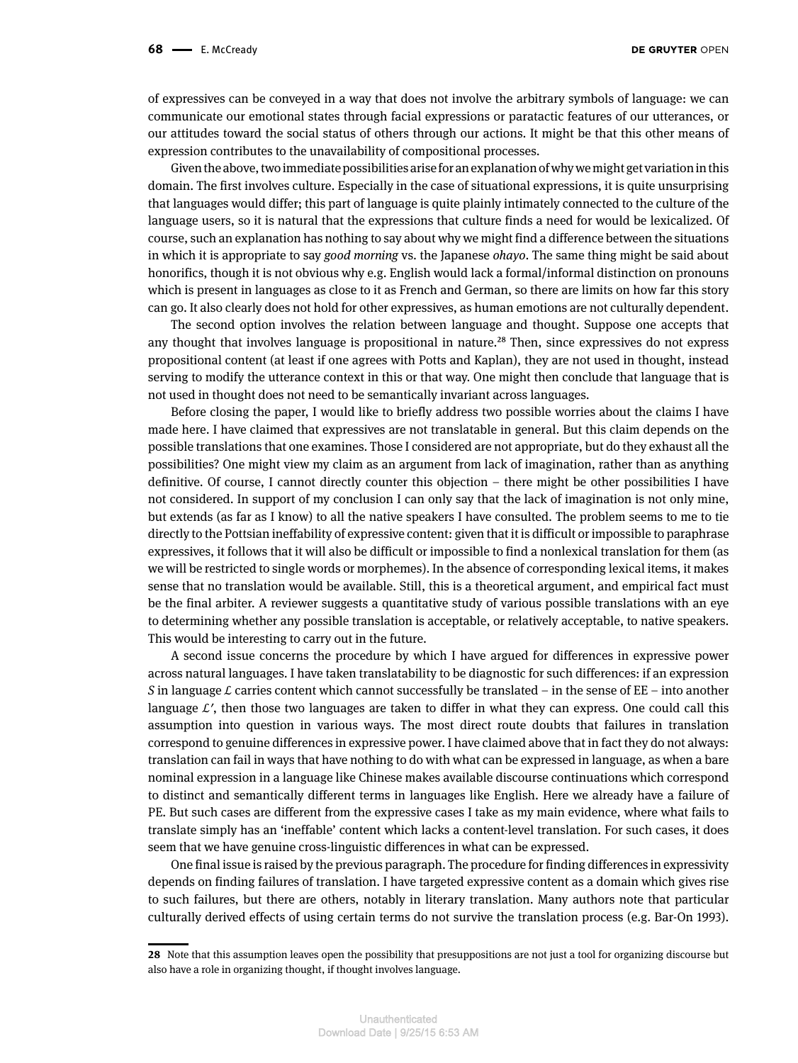of expressives can be conveyed in a way that does not involve the arbitrary symbols of language: we can communicate our emotional states through facial expressions or paratactic features of our utterances, or our attitudes toward the social status of others through our actions. It might be that this other means of expression contributes to the unavailability of compositional processes.

Given the above, two immediate possibilities arise for an explanation of why we might get variation in this domain. The first involves culture. Especially in the case of situational expressions, it is quite unsurprising that languages would differ; this part of language is quite plainly intimately connected to the culture of the language users, so it is natural that the expressions that culture finds a need for would be lexicalized. Of course, such an explanation has nothing to say about why we might find a difference between the situations in which it is appropriate to say *good morning* vs. the Japanese *ohayo*. The same thing might be said about honorifics, though it is not obvious why e.g. English would lack a formal/informal distinction on pronouns which is present in languages as close to it as French and German, so there are limits on how far this story can go. It also clearly does not hold for other expressives, as human emotions are not culturally dependent.

The second option involves the relation between language and thought. Suppose one accepts that any thought that involves language is propositional in nature.[28] Then, since expressives do not express propositional content (at least if one agrees with Potts and Kaplan), they are not used in thought, instead serving to modify the utterance context in this or that way. One might then conclude that language that is not used in thought does not need to be semantically invariant across languages.

Before closing the paper, I would like to briefly address two possible worries about the claims I have made here. I have claimed that expressives are not translatable in general. But this claim depends on the possible translations that one examines. Those I considered are not appropriate, but do they exhaust all the possibilities? One might view my claim as an argument from lack of imagination, rather than as anything definitive. Of course, I cannot directly counter this objection – there might be other possibilities I have not considered. In support of my conclusion I can only say that the lack of imagination is not only mine, but extends (as far as I know) to all the native speakers I have consulted. The problem seems to me to tie directly to the Pottsian ineffability of expressive content: given that it is difficult or impossible to paraphrase expressives, it follows that it will also be difficult or impossible to find a nonlexical translation for them (as we will be restricted to single words or morphemes). In the absence of corresponding lexical items, it makes sense that no translation would be available. Still, this is a theoretical argument, and empirical fact must be the final arbiter. A reviewer suggests a quantitative study of various possible translations with an eye to determining whether any possible translation is acceptable, or relatively acceptable, to native speakers. This would be interesting to carry out in the future.

A second issue concerns the procedure by which I have argued for differences in expressive power across natural languages. I have taken translatability to be diagnostic for such differences: if an expression $S$ in language $\mathcal{L}$ carries content which cannot successfully be translated – in the sense of EE – into another language $\mathcal{L}'$, then those two languages are taken to differ in what they can express. One could call this assumption into question in various ways. The most direct route doubts that failures in translation correspond to genuine differences in expressive power. I have claimed above that in fact they do not always: translation can fail in ways that have nothing to do with what can be expressed in language, as when a bare nominal expression in a language like Chinese makes available discourse continuations which correspond to distinct and semantically different terms in languages like English. Here we already have a failure of PE. But such cases are different from the expressive cases I take as my main evidence, where what fails to translate simply has an 'ineffable' content which lacks a content-level translation. For such cases, it does seem that we have genuine cross-linguistic differences in what can be expressed.

One final issue is raised by the previous paragraph. The procedure for finding differences in expressivity depends on finding failures of translation. I have targeted expressive content as a domain which gives rise to such failures, but there are others, notably in literary translation. Many authors note that particular culturally derived effects of using certain terms do not survive the translation process (e.g. Bar-On 1993).

---

**28** Note that this assumption leaves open the possibility that presuppositions are not just a tool for organizing discourse but also have a role in organizing thought, if thought involves language.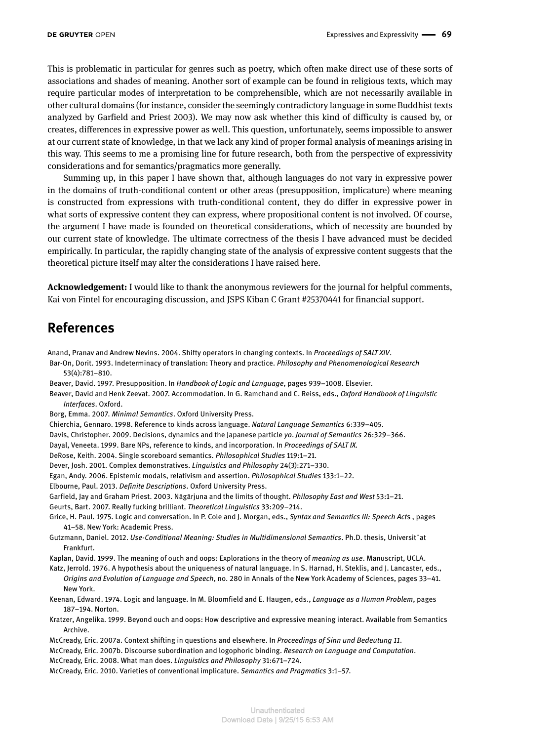This is problematic in particular for genres such as poetry, which often make direct use of these sorts of associations and shades of meaning. Another sort of example can be found in religious texts, which may require particular modes of interpretation to be comprehensible, which are not necessarily available in other cultural domains (for instance, consider the seemingly contradictory language in some Buddhist texts analyzed by Garfield and Priest 2003). We may now ask whether this kind of difficulty is caused by, or creates, differences in expressive power as well. This question, unfortunately, seems impossible to answer at our current state of knowledge, in that we lack any kind of proper formal analysis of meanings arising in this way. This seems to me a promising line for future research, both from the perspective of expressivity considerations and for semantics/pragmatics more generally.

Summing up, in this paper I have shown that, although languages do not vary in expressive power in the domains of truth-conditional content or other areas (presupposition, implicature) where meaning is constructed from expressions with truth-conditional content, they do differ in expressive power in what sorts of expressive content they can express, where propositional content is not involved. Of course, the argument I have made is founded on theoretical considerations, which of necessity are bounded by our current state of knowledge. The ultimate correctness of the thesis I have advanced must be decided empirically. In particular, the rapidly changing state of the analysis of expressive content suggests that the theoretical picture itself may alter the considerations I have raised here.

**Acknowledgement:** I would like to thank the anonymous reviewers for the journal for helpful comments, Kai von Fintel for encouraging discussion, and JSPS Kiban C Grant #25370441 for financial support.

## References

Anand, Pranav and Andrew Nevins. 2004. Shifty operators in changing contexts. In *Proceedings of SALT XIV*.

Bar-On, Dorit. 1993. Indeterminacy of translation: Theory and practice. *Philosophy and Phenomenological Research* 53(4):781–810.

Beaver, David. 1997. Presupposition. In *Handbook of Logic and Language*, pages 939–1008. Elsevier.

Beaver, David and Henk Zeevat. 2007. Accommodation. In G. Ramchand and C. Reiss, eds., *Oxford Handbook of Linguistic Interfaces*. Oxford.

Borg, Emma. 2007. *Minimal Semantics*. Oxford University Press.

Chierchia, Gennaro. 1998. Reference to kinds across language. *Natural Language Semantics* 6:339–405.

Davis, Christopher. 2009. Decisions, dynamics and the Japanese particle *yo*. *Journal of Semantics* 26:329–366.

Dayal, Veneeta. 1999. Bare NPs, reference to kinds, and incorporation. In *Proceedings of SALT IX*.

DeRose, Keith. 2004. Single scoreboard semantics. *Philosophical Studies* 119:1–21.

Dever, Josh. 2001. Complex demonstratives. *Linguistics and Philosophy* 24(3):271–330.

Egan, Andy. 2006. Epistemic modals, relativism and assertion. *Philosophical Studies* 133:1–22.

Elbourne, Paul. 2013. *Definite Descriptions*. Oxford University Press.

Garfield, Jay and Graham Priest. 2003. Nāgārjuna and the limits of thought. *Philosophy East and West* 53:1–21.

Geurts, Bart. 2007. Really fucking brilliant. *Theoretical Linguistics* 33:209–214.

Grice, H. Paul. 1975. Logic and conversation. In P. Cole and J. Morgan, eds., *Syntax and Semantics III: Speech Acts*, pages 41–58. New York: Academic Press.

Gutzmann, Daniel. 2012. *Use-Conditional Meaning: Studies in Multidimensional Semantics*. Ph.D. thesis, Universit¨at Frankfurt.

Kaplan, David. 1999. The meaning of ouch and oops: Explorations in the theory of *meaning as use*. Manuscript, UCLA.

Katz, Jerrold. 1976. A hypothesis about the uniqueness of natural language. In S. Harnad, H. Steklis, and J. Lancaster, eds., *Origins and Evolution of Language and Speech*, no. 280 in Annals of the New York Academy of Sciences, pages 33–41. New York.

Keenan, Edward. 1974. Logic and language. In M. Bloomfield and E. Haugen, eds., *Language as a Human Problem*, pages 187–194. Norton.

Kratzer, Angelika. 1999. Beyond ouch and oops: How descriptive and expressive meaning interact. Available from Semantics Archive.

McCready, Eric. 2007a. Context shifting in questions and elsewhere. In *Proceedings of Sinn und Bedeutung 11*.

McCready, Eric. 2007b. Discourse subordination and logophoric binding. *Research on Language and Computation*.

McCready, Eric. 2008. What man does. *Linguistics and Philosophy* 31:671–724.

McCready, Eric. 2010. Varieties of conventional implicature. *Semantics and Pragmatics* 3:1–57.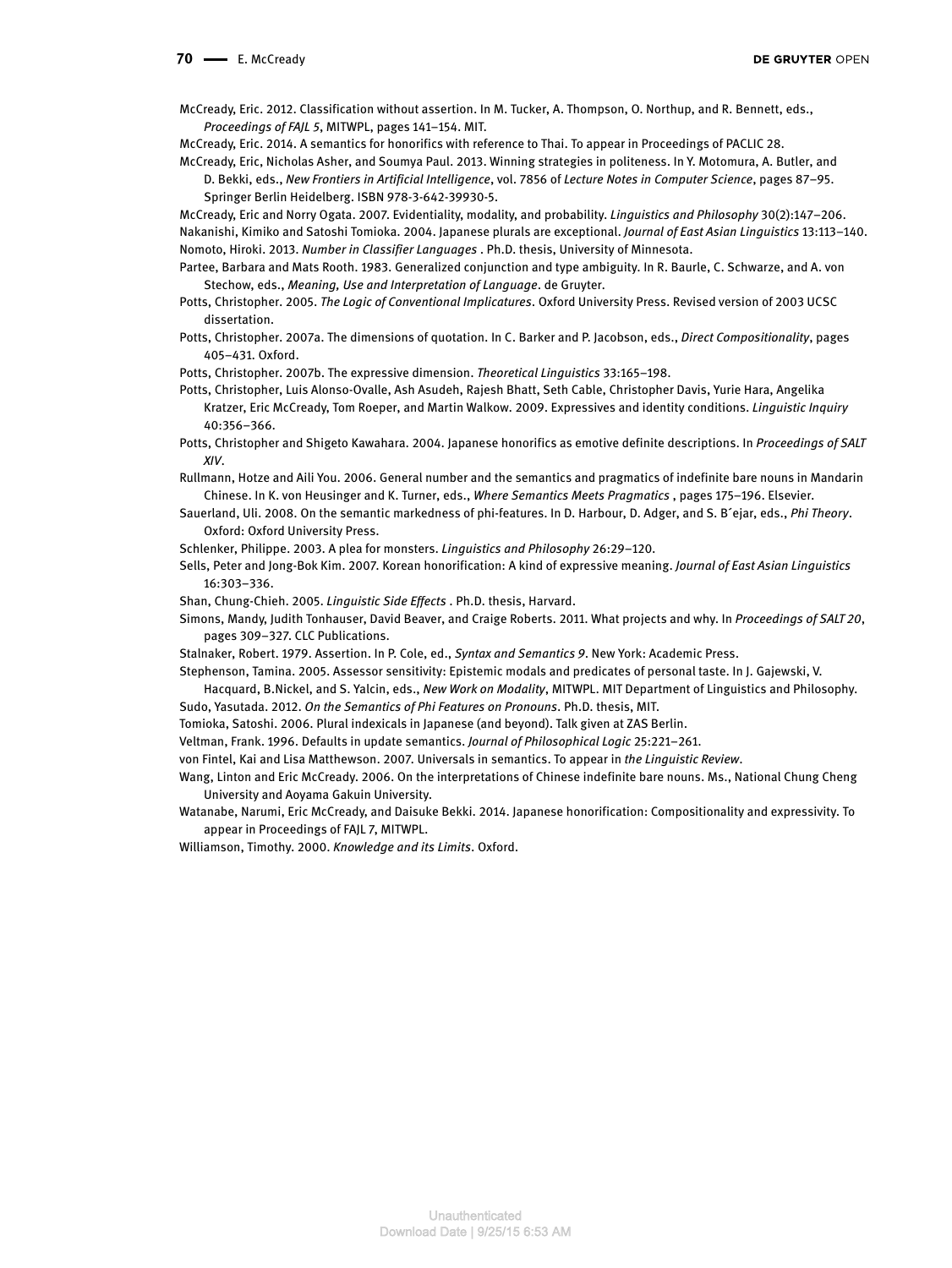McCready, Eric. 2012. Classification without assertion. In M. Tucker, A. Thompson, O. Northup, and R. Bennett, eds., *Proceedings of FAJL 5*, MITWPL, pages 141–154. MIT.

McCready, Eric. 2014. A semantics for honorifics with reference to Thai. To appear in Proceedings of PACLIC 28.

McCready, Eric, Nicholas Asher, and Soumya Paul. 2013. Winning strategies in politeness. In Y. Motomura, A. Butler, and D. Bekki, eds., *New Frontiers in Artificial Intelligence*, vol. 7856 of *Lecture Notes in Computer Science*, pages 87–95. Springer Berlin Heidelberg. ISBN 978-3-642-39930-5.

McCready, Eric and Norry Ogata. 2007. Evidentiality, modality, and probability. *Linguistics and Philosophy* 30(2):147–206.

Nakanishi, Kimiko and Satoshi Tomioka. 2004. Japanese plurals are exceptional. *Journal of East Asian Linguistics* 13:113–140.

Nomoto, Hiroki. 2013. *Number in Classifier Languages* . Ph.D. thesis, University of Minnesota.

Partee, Barbara and Mats Rooth. 1983. Generalized conjunction and type ambiguity. In R. Baurle, C. Schwarze, and A. von Stechow, eds., *Meaning, Use and Interpretation of Language*. de Gruyter.

Potts, Christopher. 2005. *The Logic of Conventional Implicatures*. Oxford University Press. Revised version of 2003 UCSC dissertation.

Potts, Christopher. 2007a. The dimensions of quotation. In C. Barker and P. Jacobson, eds., *Direct Compositionality*, pages 405–431. Oxford.

Potts, Christopher. 2007b. The expressive dimension. *Theoretical Linguistics* 33:165–198.

Potts, Christopher, Luis Alonso-Ovalle, Ash Asudeh, Rajesh Bhatt, Seth Cable, Christopher Davis, Yurie Hara, Angelika Kratzer, Eric McCready, Tom Roeper, and Martin Walkow. 2009. Expressives and identity conditions. *Linguistic Inquiry* 40:356–366.

Potts, Christopher and Shigeto Kawahara. 2004. Japanese honorifics as emotive definite descriptions. In *Proceedings of SALT XIV*.

Rullmann, Hotze and Aili You. 2006. General number and the semantics and pragmatics of indefinite bare nouns in Mandarin Chinese. In K. von Heusinger and K. Turner, eds., *Where Semantics Meets Pragmatics* , pages 175–196. Elsevier.

Sauerland, Uli. 2008. On the semantic markedness of phi-features. In D. Harbour, D. Adger, and S. B´ejar, eds., *Phi Theory*. Oxford: Oxford University Press.

Schlenker, Philippe. 2003. A plea for monsters. *Linguistics and Philosophy* 26:29–120.

Sells, Peter and Jong-Bok Kim. 2007. Korean honorification: A kind of expressive meaning. *Journal of East Asian Linguistics* 16:303–336.

Shan, Chung-Chieh. 2005. *Linguistic Side Effects* . Ph.D. thesis, Harvard.

Simons, Mandy, Judith Tonhauser, David Beaver, and Craige Roberts. 2011. What projects and why. In *Proceedings of SALT 20*, pages 309–327. CLC Publications.

Stalnaker, Robert. 1979. Assertion. In P. Cole, ed., *Syntax and Semantics 9*. New York: Academic Press.

Stephenson, Tamina. 2005. Assessor sensitivity: Epistemic modals and predicates of personal taste. In J. Gajewski, V. Hacquard, B.Nickel, and S. Yalcin, eds., *New Work on Modality*, MITWPL. MIT Department of Linguistics and Philosophy.

Sudo, Yasutada. 2012. *On the Semantics of Phi Features on Pronouns*. Ph.D. thesis, MIT.

Tomioka, Satoshi. 2006. Plural indexicals in Japanese (and beyond). Talk given at ZAS Berlin.

Veltman, Frank. 1996. Defaults in update semantics. *Journal of Philosophical Logic* 25:221–261.

von Fintel, Kai and Lisa Matthewson. 2007. Universals in semantics. To appear in *the Linguistic Review*.

Wang, Linton and Eric McCready. 2006. On the interpretations of Chinese indefinite bare nouns. Ms., National Chung Cheng University and Aoyama Gakuin University.

Watanabe, Narumi, Eric McCready, and Daisuke Bekki. 2014. Japanese honorification: Compositionality and expressivity. To appear in Proceedings of FAJL 7, MITWPL.

Williamson, Timothy. 2000. *Knowledge and its Limits*. Oxford.